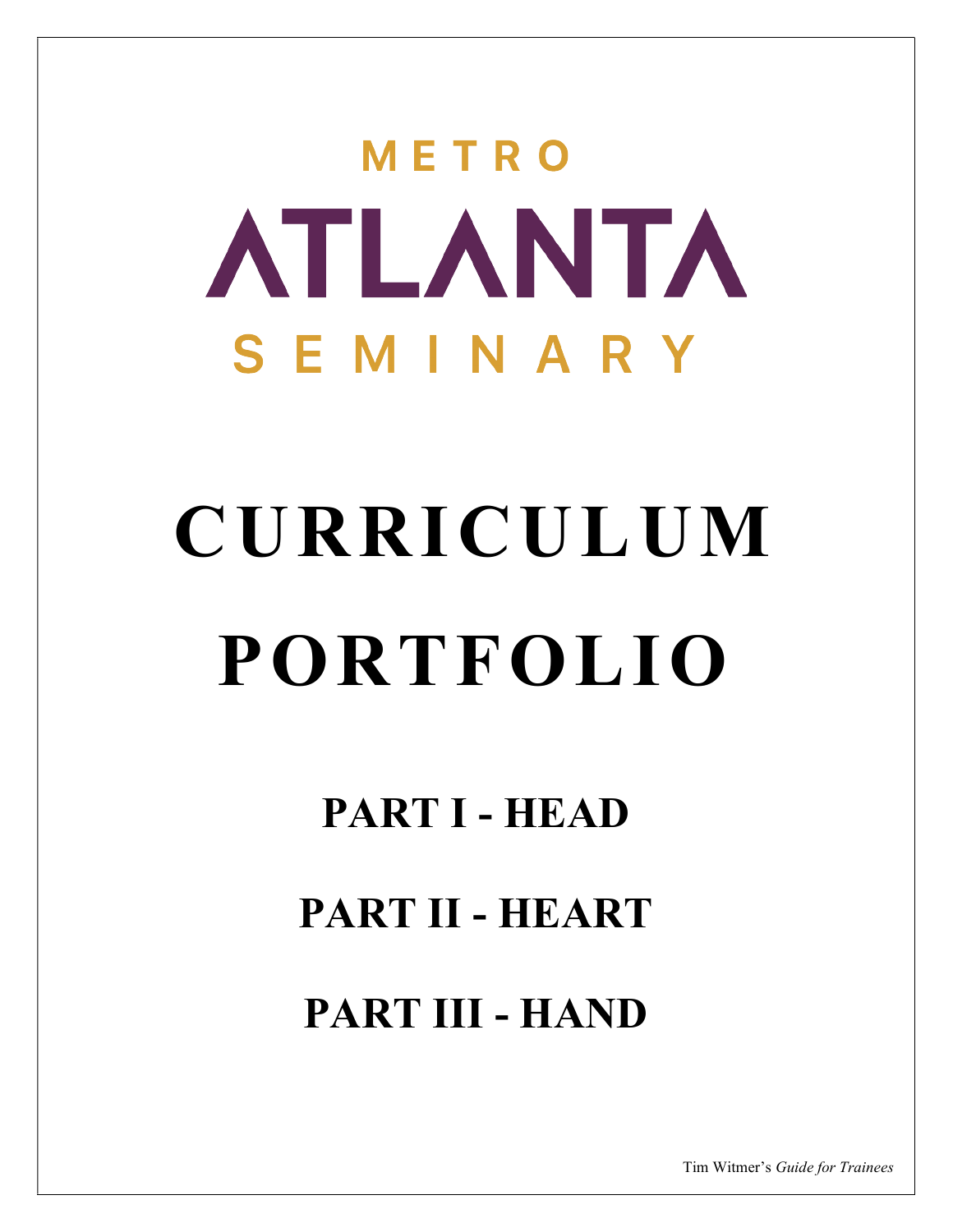METRO

ATLANTA

SEMINARY

# CURRICULUM PORTFOLIO

## PART I - HEAD

## PART II - HEART

## PART III - HAND

Tim Witmer's *Guide for Trainees*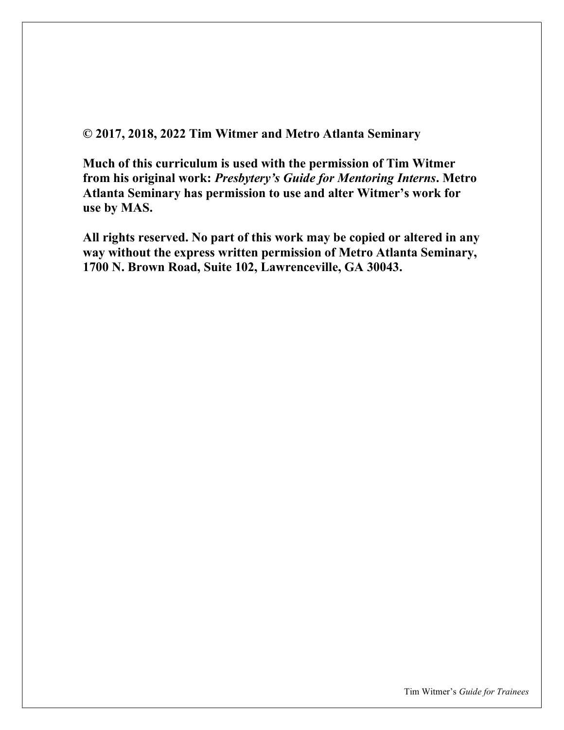**© 2017, 2018, 2022 Tim Witmer and Metro Atlanta Seminary**

**Much of this curriculum is used with the permission of Tim Witmer from his original work: *Presbytery's Guide for Mentoring Interns*. Metro Atlanta Seminary has permission to use and alter Witmer's work for use by MAS.**

**All rights reserved. No part of this work may be copied or altered in any way without the express written permission of Metro Atlanta Seminary, 1700 N. Brown Road, Suite 102, Lawrenceville, GA 30043.**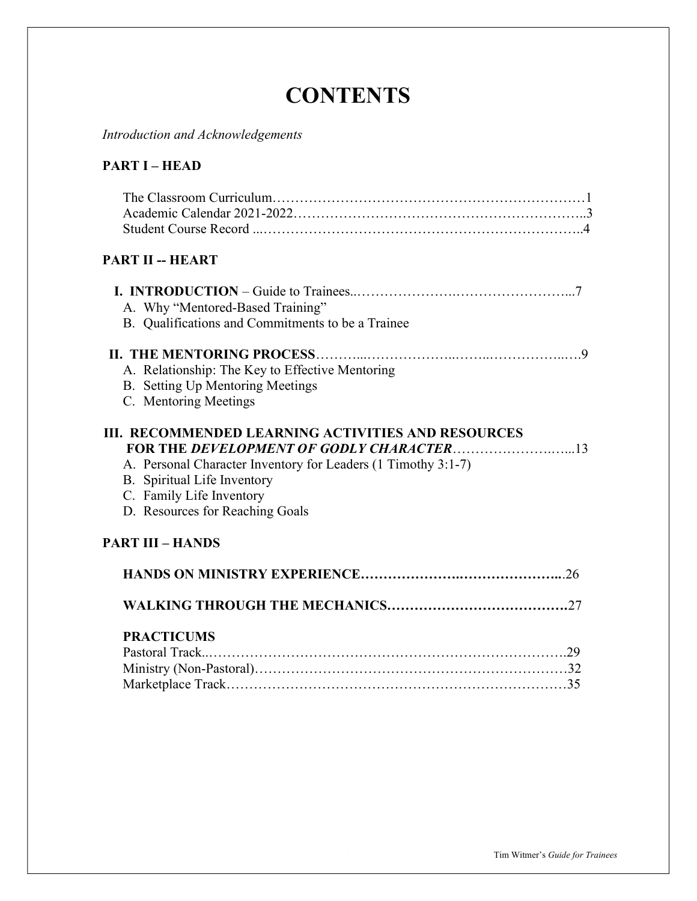# CONTENTS

*Introduction and Acknowledgements*

**PART I – HEAD**

The Classroom Curriculum……………………………………………………………1
Academic Calendar 2021-2022………………………………………………………..3
Student Course Record ...……………………………………………………………..4

**PART II -- HEART**

**I. INTRODUCTION** – Guide to Trainees..……………………..…………………...7

A. Why "Mentored-Based Training"
B. Qualifications and Commitments to be a Trainee

**II. THE MENTORING PROCESS**………...………………..……..……………..….9

A. Relationship: The Key to Effective Mentoring
B. Setting Up Mentoring Meetings
C. Mentoring Meetings

**III. RECOMMENDED LEARNING ACTIVITIES AND RESOURCES FOR THE *DEVELOPMENT OF GODLY CHARACTER***……………………..…...13

A. Personal Character Inventory for Leaders (1 Timothy 3:1-7)
B. Spiritual Life Inventory
C. Family Life Inventory
D. Resources for Reaching Goals

**PART III – HANDS**

**HANDS ON MINISTRY EXPERIENCE……………………..……………………...**26

**WALKING THROUGH THE MECHANICS…………………………………**27

**PRACTICUMS**

Pastoral Track..……………………………………………………………………….29
Ministry (Non-Pastoral)………………………………………………………………32
Marketplace Track……………………………………………………………………35

Tim Witmer's *Guide for Trainees*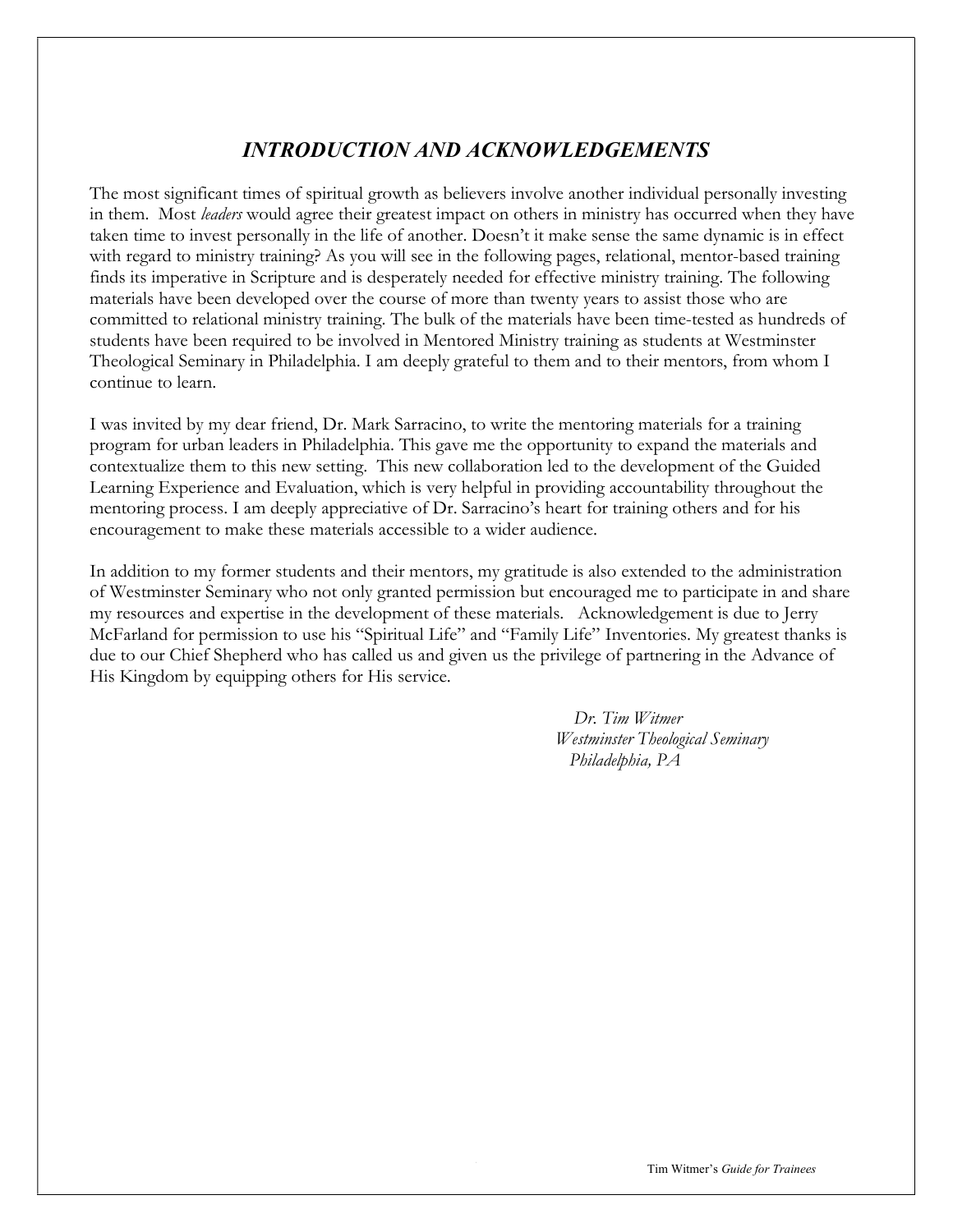# *INTRODUCTION AND ACKNOWLEDGEMENTS*

The most significant times of spiritual growth as believers involve another individual personally investing in them. Most *leaders* would agree their greatest impact on others in ministry has occurred when they have taken time to invest personally in the life of another. Doesn't it make sense the same dynamic is in effect with regard to ministry training? As you will see in the following pages, relational, mentor-based training finds its imperative in Scripture and is desperately needed for effective ministry training. The following materials have been developed over the course of more than twenty years to assist those who are committed to relational ministry training. The bulk of the materials have been time-tested as hundreds of students have been required to be involved in Mentored Ministry training as students at Westminster Theological Seminary in Philadelphia. I am deeply grateful to them and to their mentors, from whom I continue to learn.

I was invited by my dear friend, Dr. Mark Sarracino, to write the mentoring materials for a training program for urban leaders in Philadelphia. This gave me the opportunity to expand the materials and contextualize them to this new setting. This new collaboration led to the development of the Guided Learning Experience and Evaluation, which is very helpful in providing accountability throughout the mentoring process. I am deeply appreciative of Dr. Sarracino's heart for training others and for his encouragement to make these materials accessible to a wider audience.

In addition to my former students and their mentors, my gratitude is also extended to the administration of Westminster Seminary who not only granted permission but encouraged me to participate in and share my resources and expertise in the development of these materials. Acknowledgement is due to Jerry McFarland for permission to use his "Spiritual Life" and "Family Life" Inventories. My greatest thanks is due to our Chief Shepherd who has called us and given us the privilege of partnering in the Advance of His Kingdom by equipping others for His service.

*Dr. Tim Witmer*
*Westminster Theological Seminary*
*Philadelphia, PA*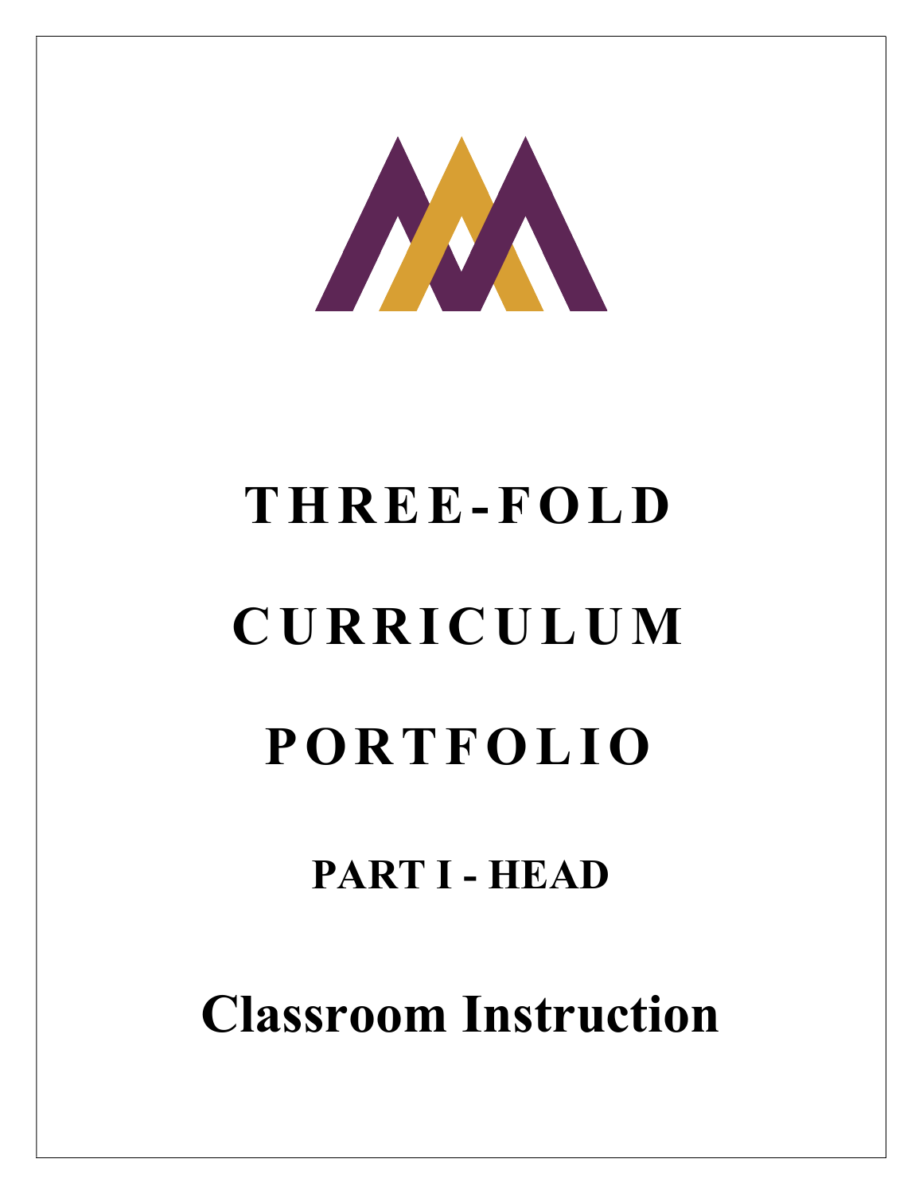# THREE-FOLD CURRICULUM PORTFOLIO

## PART I - HEAD

# Classroom Instruction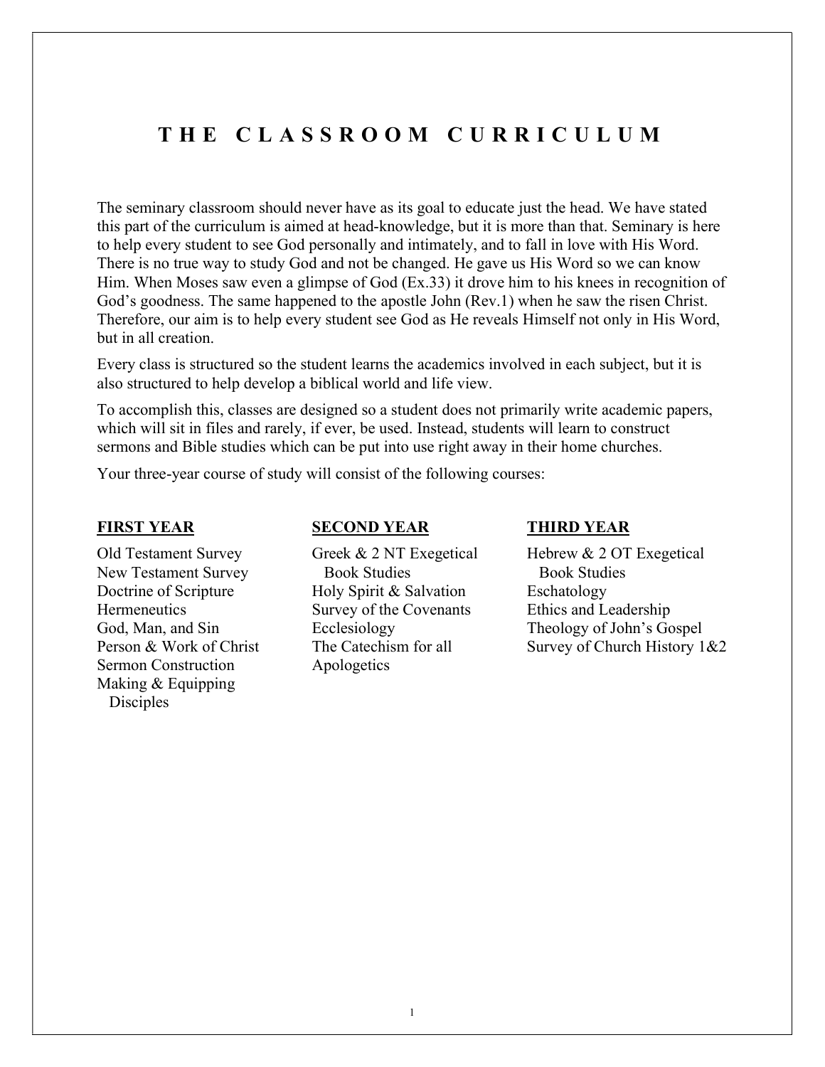# THE CLASSROOM CURRICULUM

The seminary classroom should never have as its goal to educate just the head. We have stated this part of the curriculum is aimed at head-knowledge, but it is more than that. Seminary is here to help every student to see God personally and intimately, and to fall in love with His Word. There is no true way to study God and not be changed. He gave us His Word so we can know Him. When Moses saw even a glimpse of God (Ex.33) it drove him to his knees in recognition of God's goodness. The same happened to the apostle John (Rev.1) when he saw the risen Christ. Therefore, our aim is to help every student see God as He reveals Himself not only in His Word, but in all creation.

Every class is structured so the student learns the academics involved in each subject, but it is also structured to help develop a biblical world and life view.

To accomplish this, classes are designed so a student does not primarily write academic papers, which will sit in files and rarely, if ever, be used. Instead, students will learn to construct sermons and Bible studies which can be put into use right away in their home churches.

Your three-year course of study will consist of the following courses:

**FIRST YEAR**

- Old Testament Survey
- New Testament Survey
- Doctrine of Scripture
- Hermeneutics
- God, Man, and Sin
- Person & Work of Christ
- Sermon Construction
- Making & Equipping Disciples

**SECOND YEAR**

- Greek & 2 NT Exegetical Book Studies
- Holy Spirit & Salvation
- Survey of the Covenants
- Ecclesiology
- The Catechism for all
- Apologetics

**THIRD YEAR**

- Hebrew & 2 OT Exegetical Book Studies
- Eschatology
- Ethics and Leadership
- Theology of John's Gospel
- Survey of Church History 1&2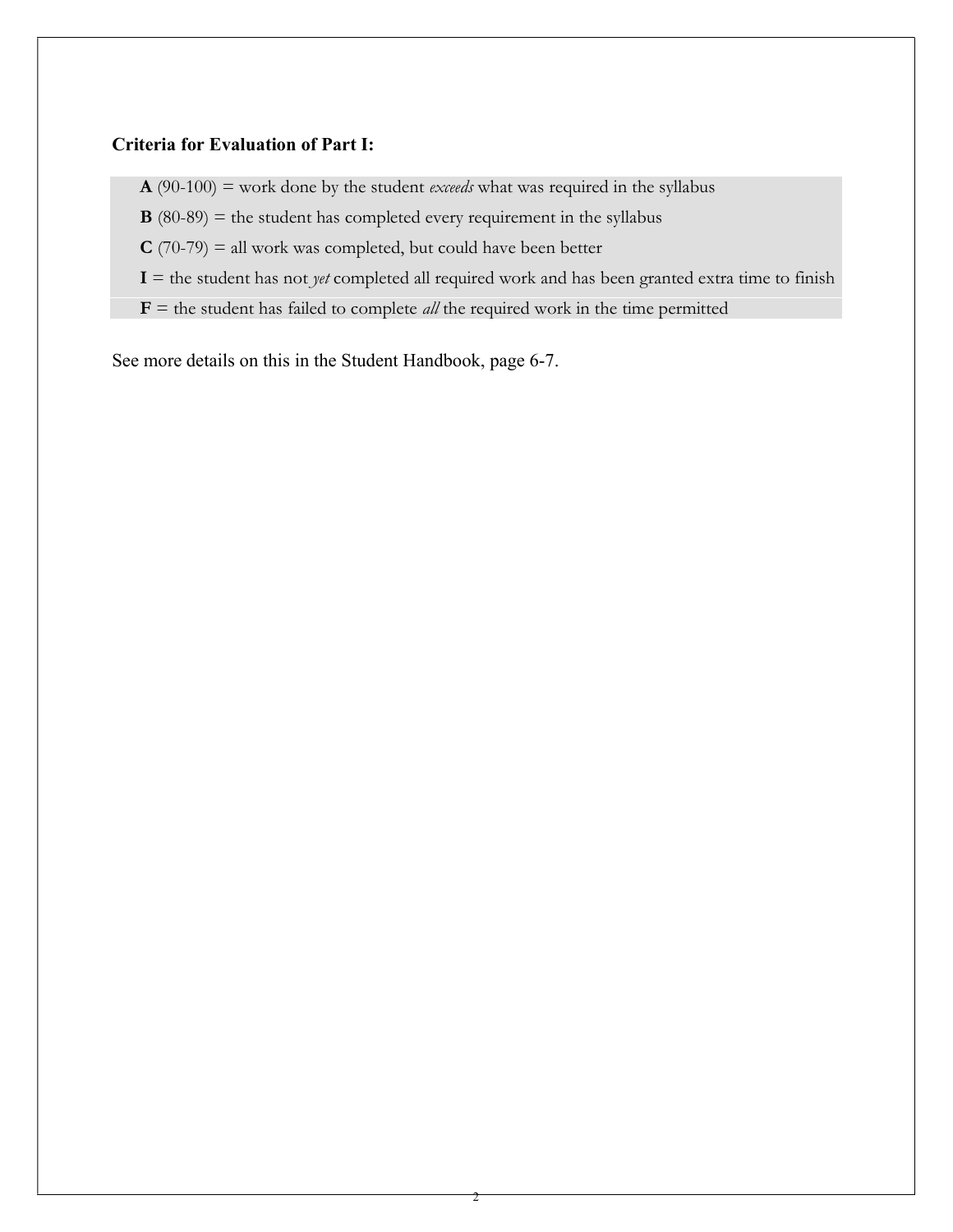**Criteria for Evaluation of Part I:**

**A** (90-100) = work done by the student *exceeds* what was required in the syllabus

**B** (80-89) = the student has completed every requirement in the syllabus

**C** (70-79) = all work was completed, but could have been better

**I** = the student has not *yet* completed all required work and has been granted extra time to finish

**F** = the student has failed to complete *all* the required work in the time permitted

See more details on this in the Student Handbook, page 6-7.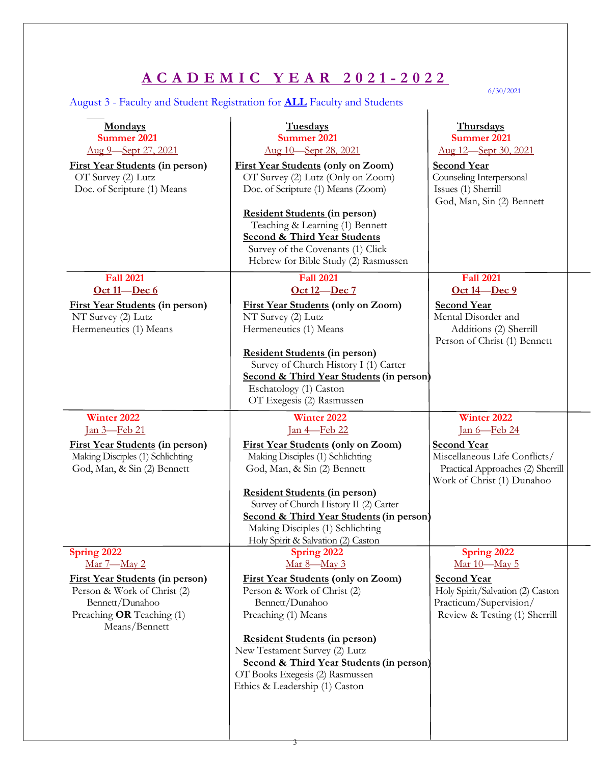# A C A D E M I C  Y E A R  2 0 2 1 - 2 0 2 2

6/30/2021

August 3 - Faculty and Student Registration for **ALL** Faculty and Students

| **Mondays** | **Tuesdays** | **Thursdays** |
|---|---|---|
| **Summer 2021**<br>Aug 9—Sept 27, 2021<br>**First Year Students (in person)**<br>OT Survey (2) Lutz<br>Doc. of Scripture (1) Means | **Summer 2021**<br>Aug 10—Sept 28, 2021<br>**First Year Students (only on Zoom)**<br>OT Survey (2) Lutz (Only on Zoom)<br>Doc. of Scripture (1) Means (Zoom)<br><br>**Resident Students (in person)**<br>Teaching & Learning (1) Bennett<br>**Second & Third Year Students**<br>Survey of the Covenants (1) Click<br>Hebrew for Bible Study (2) Rasmussen | **Summer 2021**<br>Aug 12—Sept 30, 2021<br>**Second Year**<br>Counseling Interpersonal Issues (1) Sherrill<br>God, Man, Sin (2) Bennett |
| **Fall 2021**<br>Oct 11—Dec 6<br>**First Year Students (in person)**<br>NT Survey (2) Lutz<br>Hermeneutics (1) Means | **Fall 2021**<br>Oct 12—Dec 7<br>**First Year Students (only on Zoom)**<br>NT Survey (2) Lutz<br>Hermeneutics (1) Means<br><br>**Resident Students (in person)**<br>Survey of Church History I (1) Carter<br>**Second & Third Year Students (in person)**<br>Eschatology (1) Caston<br>OT Exegesis (2) Rasmussen | **Fall 2021**<br>Oct 14—Dec 9<br>**Second Year**<br>Mental Disorder and Additions (2) Sherrill<br>Person of Christ (1) Bennett |
| **Winter 2022**<br>Jan 3—Feb 21<br>**First Year Students (in person)**<br>Making Disciples (1) Schlichting<br>God, Man, & Sin (2) Bennett | **Winter 2022**<br>Jan 4—Feb 22<br>**First Year Students (only on Zoom)**<br>Making Disciples (1) Schlichting<br>God, Man, & Sin (2) Bennett<br><br>**Resident Students (in person)**<br>Survey of Church History II (2) Carter<br>**Second & Third Year Students (in person)**<br>Making Disciples (1) Schlichting<br>Holy Spirit & Salvation (2) Caston | **Winter 2022**<br>Jan 6—Feb 24<br>**Second Year**<br>Miscellaneous Life Conflicts/ Practical Approaches (2) Sherrill<br>Work of Christ (1) Dunahoo |
| **Spring 2022**<br>Mar 7—May 2<br>**First Year Students (in person)**<br>Person & Work of Christ (2) Bennett/Dunahoo<br>Preaching **OR** Teaching (1) Means/Bennett | **Spring 2022**<br>Mar 8—May 3<br>**First Year Students (only on Zoom)**<br>Person & Work of Christ (2) Bennett/Dunahoo<br>Preaching (1) Means<br><br>**Resident Students (in person)**<br>New Testament Survey (2) Lutz<br>**Second & Third Year Students (in person)**<br>OT Books Exegesis (2) Rasmussen<br>Ethics & Leadership (1) Caston | **Spring 2022**<br>Mar 10—May 5<br>**Second Year**<br>Holy Spirit/Salvation (2) Caston<br>Practicum/Supervision/ Review & Testing (1) Sherrill |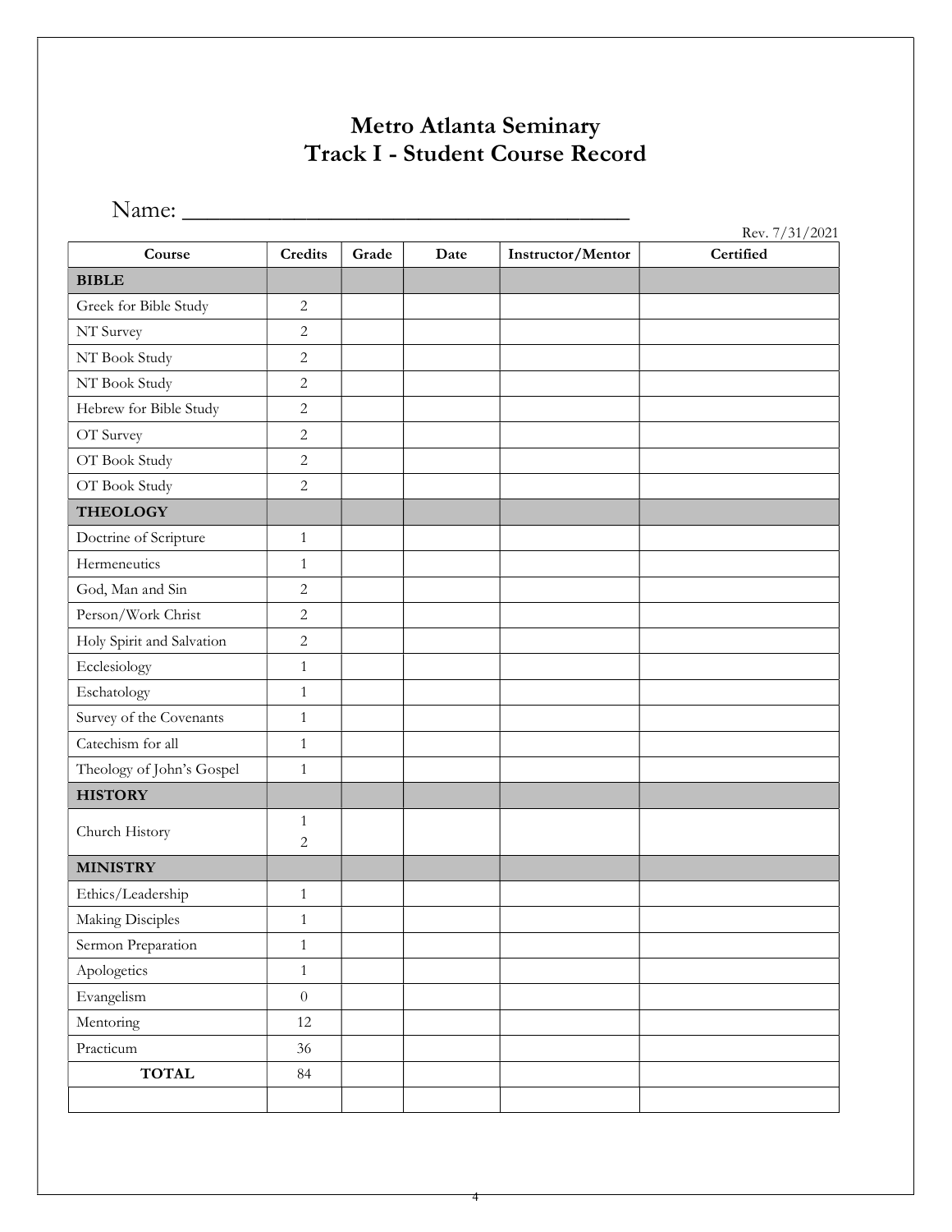# Metro Atlanta Seminary
# Track I - Student Course Record

Name: ________________________________________

Rev. 7/31/2021

| Course | Credits | Grade | Date | Instructor/Mentor | Certified |
|---|---|---|---|---|---|
| **BIBLE** | | | | | |
| Greek for Bible Study | 2 | | | | |
| NT Survey | 2 | | | | |
| NT Book Study | 2 | | | | |
| NT Book Study | 2 | | | | |
| Hebrew for Bible Study | 2 | | | | |
| OT Survey | 2 | | | | |
| OT Book Study | 2 | | | | |
| OT Book Study | 2 | | | | |
| **THEOLOGY** | | | | | |
| Doctrine of Scripture | 1 | | | | |
| Hermeneutics | 1 | | | | |
| God, Man and Sin | 2 | | | | |
| Person/Work Christ | 2 | | | | |
| Holy Spirit and Salvation | 2 | | | | |
| Ecclesiology | 1 | | | | |
| Eschatology | 1 | | | | |
| Survey of the Covenants | 1 | | | | |
| Catechism for all | 1 | | | | |
| Theology of John's Gospel | 1 | | | | |
| **HISTORY** | | | | | |
| Church History | 1<br>2 | | | | |
| **MINISTRY** | | | | | |
| Ethics/Leadership | 1 | | | | |
| Making Disciples | 1 | | | | |
| Sermon Preparation | 1 | | | | |
| Apologetics | 1 | | | | |
| Evangelism | 0 | | | | |
| Mentoring | 12 | | | | |
| Practicum | 36 | | | | |
| **TOTAL** | 84 | | | | |
| | | | | | |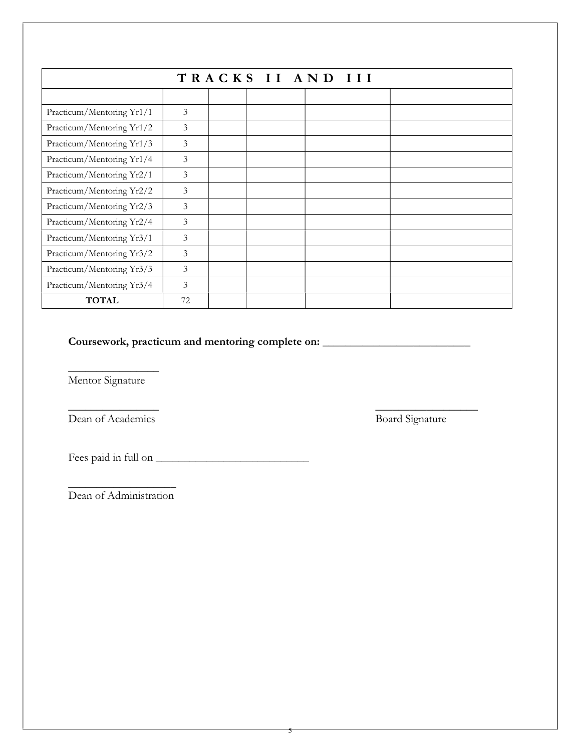| TRACKS II AND III | | | | | |
|---|---|---|---|---|---|
| | | | | | |
| Practicum/Mentoring Yr1/1 | 3 | | | | |
| Practicum/Mentoring Yr1/2 | 3 | | | | |
| Practicum/Mentoring Yr1/3 | 3 | | | | |
| Practicum/Mentoring Yr1/4 | 3 | | | | |
| Practicum/Mentoring Yr2/1 | 3 | | | | |
| Practicum/Mentoring Yr2/2 | 3 | | | | |
| Practicum/Mentoring Yr2/3 | 3 | | | | |
| Practicum/Mentoring Yr2/4 | 3 | | | | |
| Practicum/Mentoring Yr3/1 | 3 | | | | |
| Practicum/Mentoring Yr3/2 | 3 | | | | |
| Practicum/Mentoring Yr3/3 | 3 | | | | |
| Practicum/Mentoring Yr3/4 | 3 | | | | |
| **TOTAL** | 72 | | | | |

**Coursework, practicum and mentoring complete on: ___________________________**

________________
Mentor Signature

________________
Dean of Academics

__________________
Board Signature

Fees paid in full on ____________________________

___________________
Dean of Administration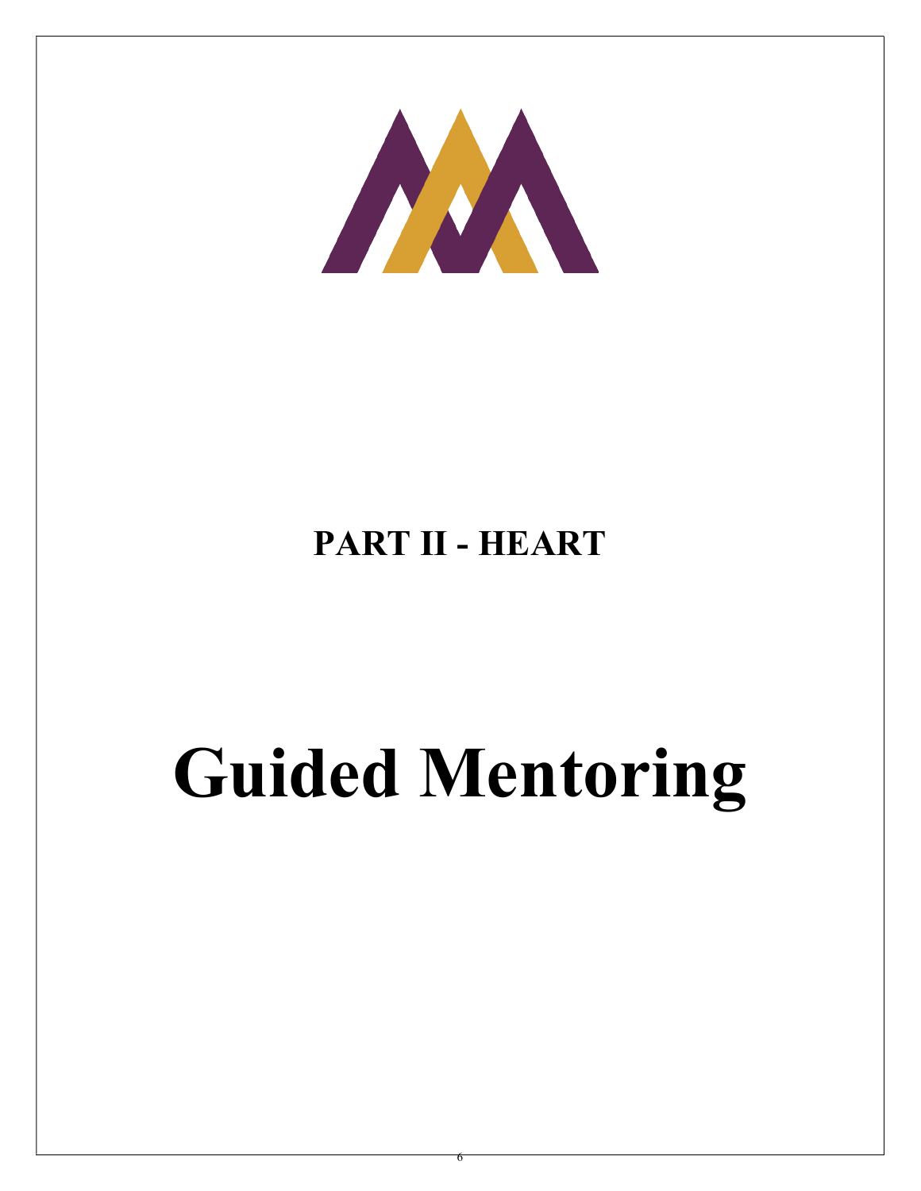# PART II - HEART

# Guided Mentoring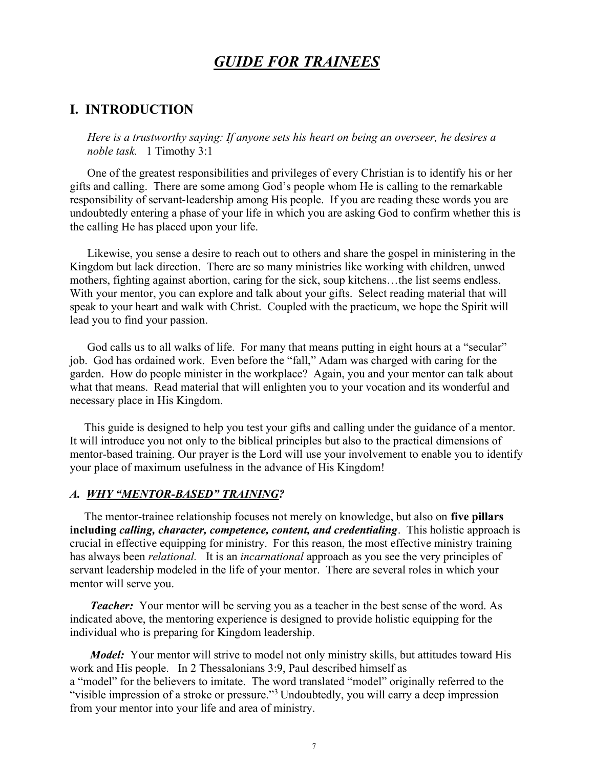# *GUIDE FOR TRAINEES*

## I. INTRODUCTION

*Here is a trustworthy saying: If anyone sets his heart on being an overseer, he desires a noble task.* 1 Timothy 3:1

One of the greatest responsibilities and privileges of every Christian is to identify his or her gifts and calling. There are some among God's people whom He is calling to the remarkable responsibility of servant-leadership among His people. If you are reading these words you are undoubtedly entering a phase of your life in which you are asking God to confirm whether this is the calling He has placed upon your life.

Likewise, you sense a desire to reach out to others and share the gospel in ministering in the Kingdom but lack direction. There are so many ministries like working with children, unwed mothers, fighting against abortion, caring for the sick, soup kitchens…the list seems endless. With your mentor, you can explore and talk about your gifts. Select reading material that will speak to your heart and walk with Christ. Coupled with the practicum, we hope the Spirit will lead you to find your passion.

God calls us to all walks of life. For many that means putting in eight hours at a "secular" job. God has ordained work. Even before the "fall," Adam was charged with caring for the garden. How do people minister in the workplace? Again, you and your mentor can talk about what that means. Read material that will enlighten you to your vocation and its wonderful and necessary place in His Kingdom.

This guide is designed to help you test your gifts and calling under the guidance of a mentor. It will introduce you not only to the biblical principles but also to the practical dimensions of mentor-based training. Our prayer is the Lord will use your involvement to enable you to identify your place of maximum usefulness in the advance of His Kingdom!

### *A. WHY "MENTOR-BASED" TRAINING?*

The mentor-trainee relationship focuses not merely on knowledge, but also on **five pillars including *calling, character, competence, content, and credentialing***. This holistic approach is crucial in effective equipping for ministry. For this reason, the most effective ministry training has always been *relational.* It is an *incarnational* approach as you see the very principles of servant leadership modeled in the life of your mentor. There are several roles in which your mentor will serve you.

***Teacher:*** Your mentor will be serving you as a teacher in the best sense of the word. As indicated above, the mentoring experience is designed to provide holistic equipping for the individual who is preparing for Kingdom leadership.

***Model:*** Your mentor will strive to model not only ministry skills, but attitudes toward His work and His people. In 2 Thessalonians 3:9, Paul described himself as a "model" for the believers to imitate. The word translated "model" originally referred to the "visible impression of a stroke or pressure."[3] Undoubtedly, you will carry a deep impression from your mentor into your life and area of ministry.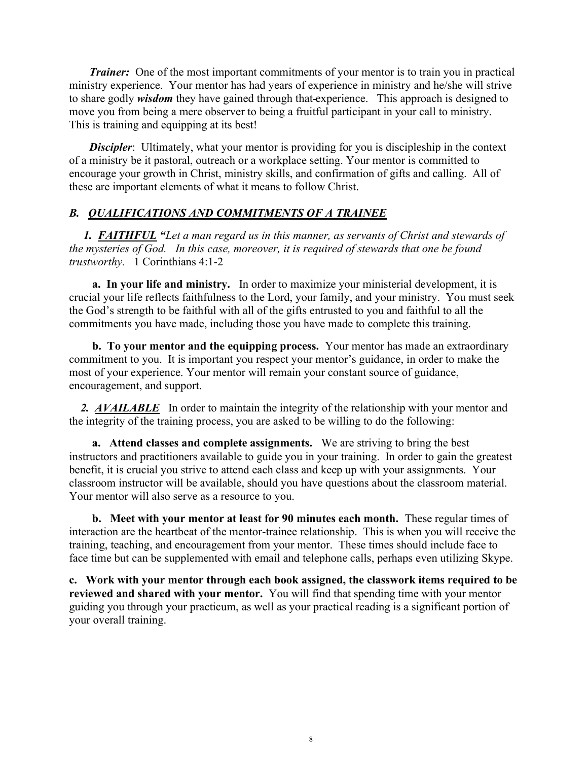***Trainer:*** One of the most important commitments of your mentor is to train you in practical ministry experience. Your mentor has had years of experience in ministry and he/she will strive to share godly ***wisdom*** they have gained through that experience. This approach is designed to move you from being a mere observer to being a fruitful participant in your call to ministry. This is training and equipping at its best!

***Discipler***: Ultimately, what your mentor is providing for you is discipleship in the context of a ministry be it pastoral, outreach or a workplace setting. Your mentor is committed to encourage your growth in Christ, ministry skills, and confirmation of gifts and calling. All of these are important elements of what it means to follow Christ.

### *B. <u>QUALIFICATIONS AND COMMITMENTS OF A TRAINEE</u>*

***1. <u>FAITHFUL</u> "****Let a man regard us in this manner, as servants of Christ and stewards of the mysteries of God. In this case, moreover, it is required of stewards that one be found trustworthy.* 1 Corinthians 4:1-2

**a. In your life and ministry.** In order to maximize your ministerial development, it is crucial your life reflects faithfulness to the Lord, your family, and your ministry. You must seek the God's strength to be faithful with all of the gifts entrusted to you and faithful to all the commitments you have made, including those you have made to complete this training.

**b. To your mentor and the equipping process.** Your mentor has made an extraordinary commitment to you. It is important you respect your mentor's guidance, in order to make the most of your experience. Your mentor will remain your constant source of guidance, encouragement, and support.

***2. <u>AVAILABLE</u>*** In order to maintain the integrity of the relationship with your mentor and the integrity of the training process, you are asked to be willing to do the following:

**a. Attend classes and complete assignments.** We are striving to bring the best instructors and practitioners available to guide you in your training. In order to gain the greatest benefit, it is crucial you strive to attend each class and keep up with your assignments. Your classroom instructor will be available, should you have questions about the classroom material. Your mentor will also serve as a resource to you.

**b. Meet with your mentor at least for 90 minutes each month.** These regular times of interaction are the heartbeat of the mentor-trainee relationship. This is when you will receive the training, teaching, and encouragement from your mentor. These times should include face to face time but can be supplemented with email and telephone calls, perhaps even utilizing Skype.

**c. Work with your mentor through each book assigned, the classwork items required to be reviewed and shared with your mentor.** You will find that spending time with your mentor guiding you through your practicum, as well as your practical reading is a significant portion of your overall training.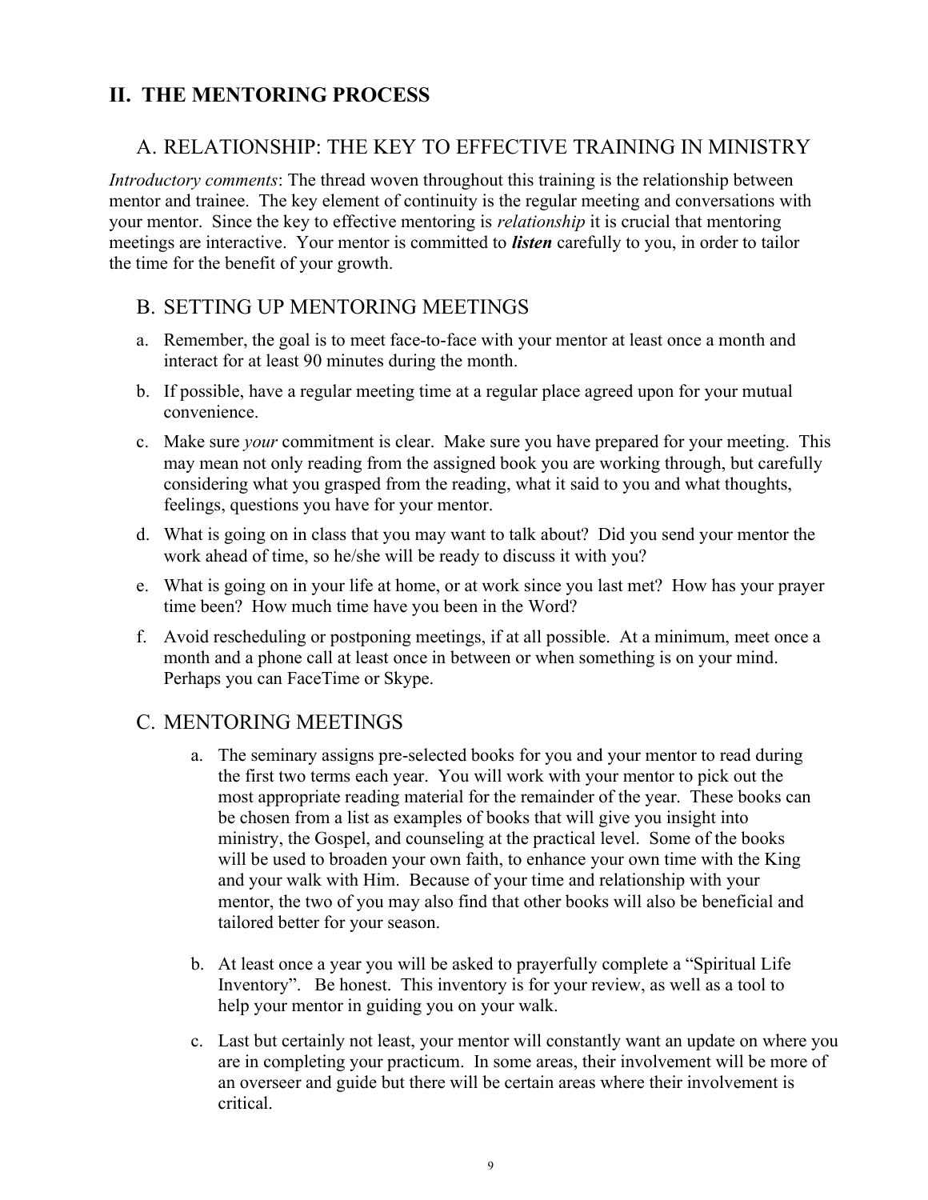## II. THE MENTORING PROCESS

### A. RELATIONSHIP: THE KEY TO EFFECTIVE TRAINING IN MINISTRY

*Introductory comments*: The thread woven throughout this training is the relationship between mentor and trainee. The key element of continuity is the regular meeting and conversations with your mentor. Since the key to effective mentoring is *relationship* it is crucial that mentoring meetings are interactive. Your mentor is committed to ***listen*** carefully to you, in order to tailor the time for the benefit of your growth.

### B. SETTING UP MENTORING MEETINGS

a. Remember, the goal is to meet face-to-face with your mentor at least once a month and interact for at least 90 minutes during the month.

b. If possible, have a regular meeting time at a regular place agreed upon for your mutual convenience.

c. Make sure *your* commitment is clear. Make sure you have prepared for your meeting. This may mean not only reading from the assigned book you are working through, but carefully considering what you grasped from the reading, what it said to you and what thoughts, feelings, questions you have for your mentor.

d. What is going on in class that you may want to talk about? Did you send your mentor the work ahead of time, so he/she will be ready to discuss it with you?

e. What is going on in your life at home, or at work since you last met? How has your prayer time been? How much time have you been in the Word?

f. Avoid rescheduling or postponing meetings, if at all possible. At a minimum, meet once a month and a phone call at least once in between or when something is on your mind. Perhaps you can FaceTime or Skype.

### C. MENTORING MEETINGS

a. The seminary assigns pre-selected books for you and your mentor to read during the first two terms each year. You will work with your mentor to pick out the most appropriate reading material for the remainder of the year. These books can be chosen from a list as examples of books that will give you insight into ministry, the Gospel, and counseling at the practical level. Some of the books will be used to broaden your own faith, to enhance your own time with the King and your walk with Him. Because of your time and relationship with your mentor, the two of you may also find that other books will also be beneficial and tailored better for your season.

b. At least once a year you will be asked to prayerfully complete a "Spiritual Life Inventory". Be honest. This inventory is for your review, as well as a tool to help your mentor in guiding you on your walk.

c. Last but certainly not least, your mentor will constantly want an update on where you are in completing your practicum. In some areas, their involvement will be more of an overseer and guide but there will be certain areas where their involvement is critical.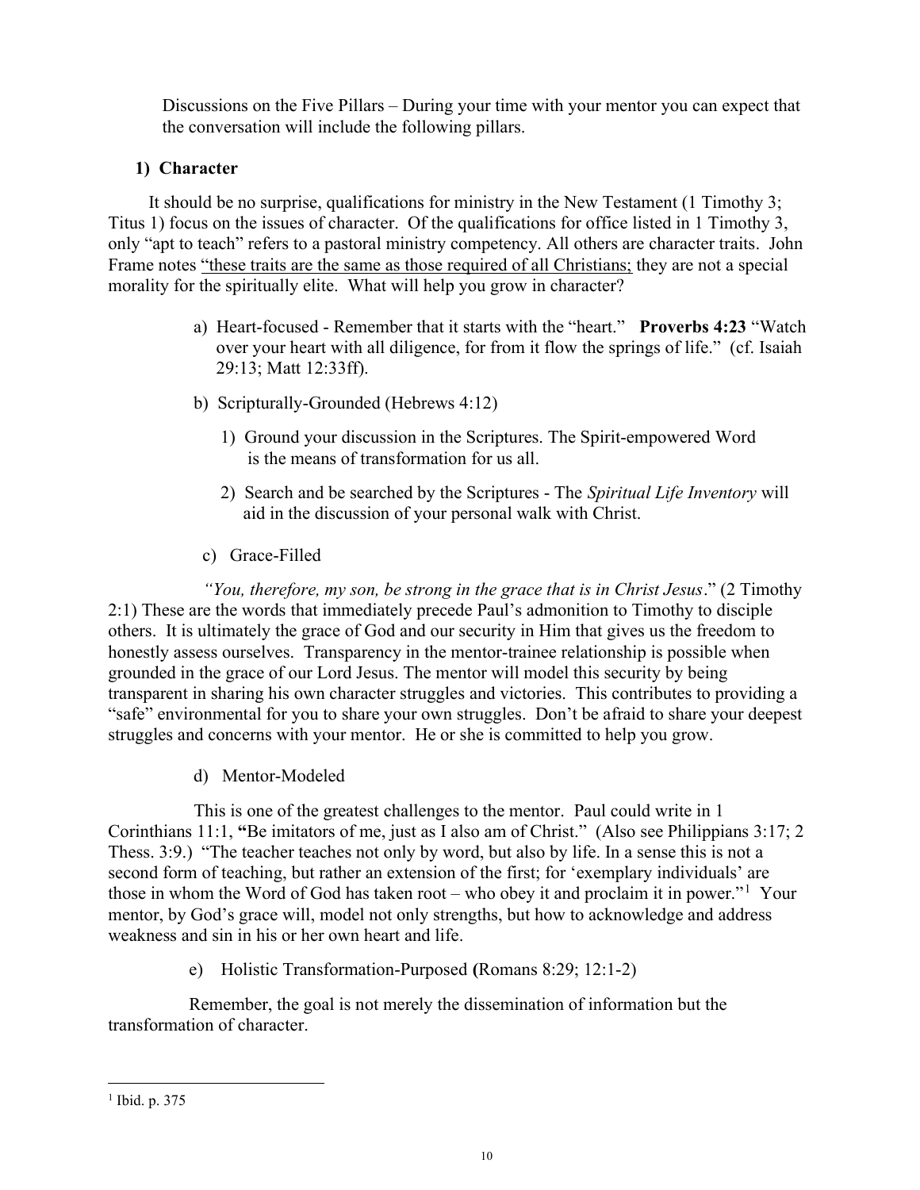Discussions on the Five Pillars – During your time with your mentor you can expect that the conversation will include the following pillars.

## 1) Character

It should be no surprise, qualifications for ministry in the New Testament (1 Timothy 3; Titus 1) focus on the issues of character. Of the qualifications for office listed in 1 Timothy 3, only "apt to teach" refers to a pastoral ministry competency. All others are character traits. John Frame notes "these traits are the same as those required of all Christians; they are not a special morality for the spiritually elite. What will help you grow in character?

a) Heart-focused - Remember that it starts with the "heart." **Proverbs 4:23** "Watch over your heart with all diligence, for from it flow the springs of life." (cf. Isaiah 29:13; Matt 12:33ff).

b) Scripturally-Grounded (Hebrews 4:12)

1) Ground your discussion in the Scriptures. The Spirit-empowered Word is the means of transformation for us all.

2) Search and be searched by the Scriptures - The *Spiritual Life Inventory* will aid in the discussion of your personal walk with Christ.

c) Grace-Filled

*"You, therefore, my son, be strong in the grace that is in Christ Jesus*." (2 Timothy 2:1) These are the words that immediately precede Paul's admonition to Timothy to disciple others. It is ultimately the grace of God and our security in Him that gives us the freedom to honestly assess ourselves. Transparency in the mentor-trainee relationship is possible when grounded in the grace of our Lord Jesus. The mentor will model this security by being transparent in sharing his own character struggles and victories. This contributes to providing a "safe" environmental for you to share your own struggles. Don't be afraid to share your deepest struggles and concerns with your mentor. He or she is committed to help you grow.

d) Mentor-Modeled

This is one of the greatest challenges to the mentor. Paul could write in 1 Corinthians 11:1, **"**Be imitators of me, just as I also am of Christ." (Also see Philippians 3:17; 2 Thess. 3:9.) "The teacher teaches not only by word, but also by life. In a sense this is not a second form of teaching, but rather an extension of the first; for 'exemplary individuals' are those in whom the Word of God has taken root – who obey it and proclaim it in power."[1] Your mentor, by God's grace will, model not only strengths, but how to acknowledge and address weakness and sin in his or her own heart and life.

e) Holistic Transformation-Purposed **(**Romans 8:29; 12:1-2)

Remember, the goal is not merely the dissemination of information but the transformation of character.

---

[1] Ibid. p. 375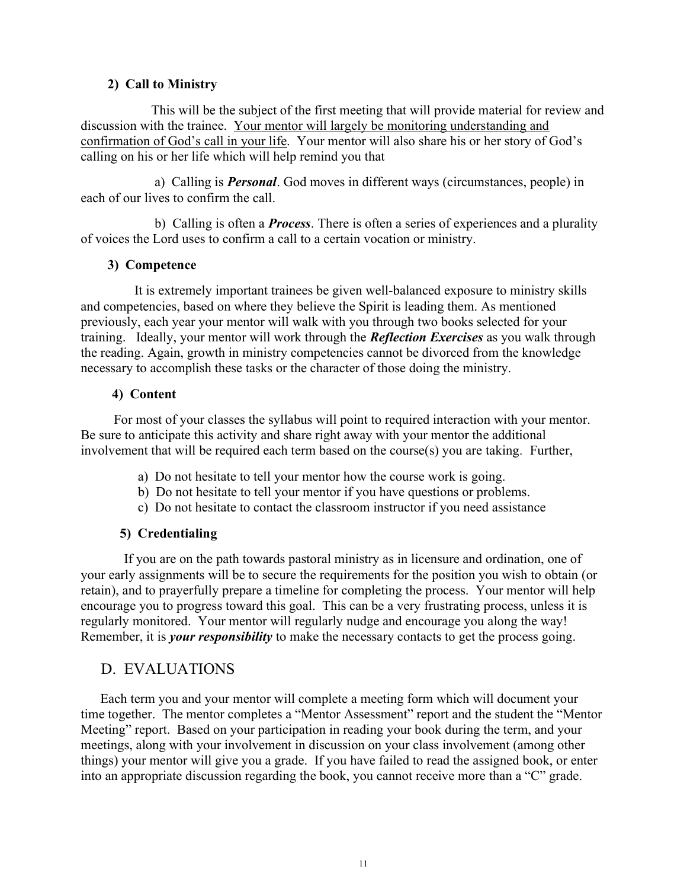### 2) Call to Ministry

This will be the subject of the first meeting that will provide material for review and discussion with the trainee. <u>Your mentor will largely be monitoring understanding and confirmation of God's call in your life</u>. Your mentor will also share his or her story of God's calling on his or her life which will help remind you that

a) Calling is ***Personal***. God moves in different ways (circumstances, people) in each of our lives to confirm the call.

b) Calling is often a ***Process***. There is often a series of experiences and a plurality of voices the Lord uses to confirm a call to a certain vocation or ministry.

### 3) Competence

It is extremely important trainees be given well-balanced exposure to ministry skills and competencies, based on where they believe the Spirit is leading them. As mentioned previously, each year your mentor will walk with you through two books selected for your training. Ideally, your mentor will work through the ***Reflection Exercises*** as you walk through the reading. Again, growth in ministry competencies cannot be divorced from the knowledge necessary to accomplish these tasks or the character of those doing the ministry.

### 4) Content

For most of your classes the syllabus will point to required interaction with your mentor. Be sure to anticipate this activity and share right away with your mentor the additional involvement that will be required each term based on the course(s) you are taking. Further,

a) Do not hesitate to tell your mentor how the course work is going.
b) Do not hesitate to tell your mentor if you have questions or problems.
c) Do not hesitate to contact the classroom instructor if you need assistance

### 5) Credentialing

If you are on the path towards pastoral ministry as in licensure and ordination, one of your early assignments will be to secure the requirements for the position you wish to obtain (or retain), and to prayerfully prepare a timeline for completing the process. Your mentor will help encourage you to progress toward this goal. This can be a very frustrating process, unless it is regularly monitored. Your mentor will regularly nudge and encourage you along the way! Remember, it is ***your responsibility*** to make the necessary contacts to get the process going.

## D. EVALUATIONS

Each term you and your mentor will complete a meeting form which will document your time together. The mentor completes a "Mentor Assessment" report and the student the "Mentor Meeting" report. Based on your participation in reading your book during the term, and your meetings, along with your involvement in discussion on your class involvement (among other things) your mentor will give you a grade. If you have failed to read the assigned book, or enter into an appropriate discussion regarding the book, you cannot receive more than a "C" grade.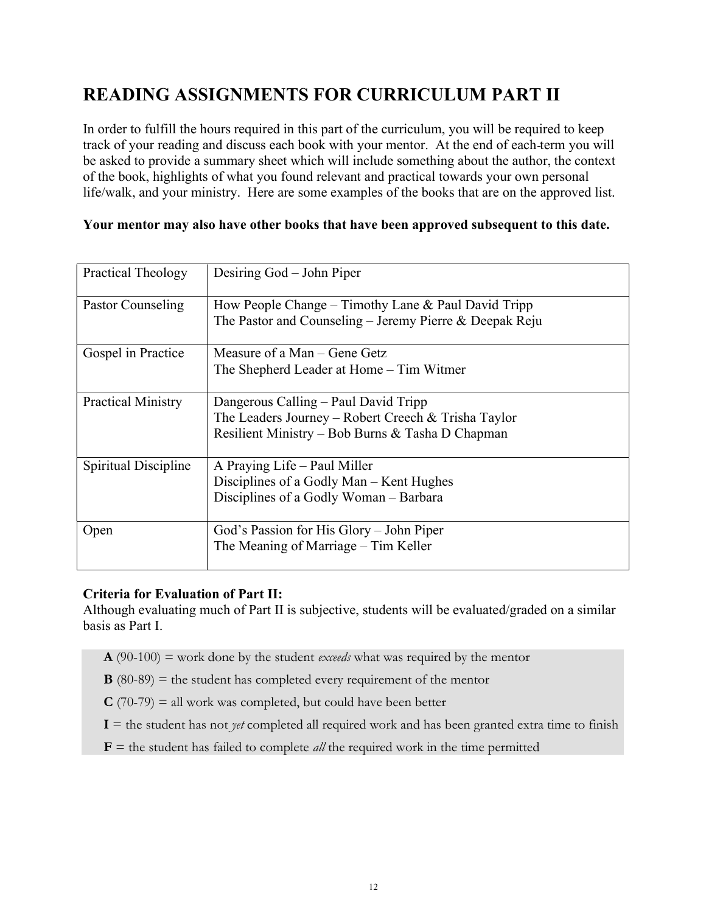# READING ASSIGNMENTS FOR CURRICULUM PART II

In order to fulfill the hours required in this part of the curriculum, you will be required to keep track of your reading and discuss each book with your mentor. At the end of each term you will be asked to provide a summary sheet which will include something about the author, the context of the book, highlights of what you found relevant and practical towards your own personal life/walk, and your ministry. Here are some examples of the books that are on the approved list.

**Your mentor may also have other books that have been approved subsequent to this date.**

| | |
|---|---|
| Practical Theology | Desiring God – John Piper |
| Pastor Counseling | How People Change – Timothy Lane & Paul David Tripp<br>The Pastor and Counseling – Jeremy Pierre & Deepak Reju |
| Gospel in Practice | Measure of a Man – Gene Getz<br>The Shepherd Leader at Home – Tim Witmer |
| Practical Ministry | Dangerous Calling – Paul David Tripp<br>The Leaders Journey – Robert Creech & Trisha Taylor<br>Resilient Ministry – Bob Burns & Tasha D Chapman |
| Spiritual Discipline | A Praying Life – Paul Miller<br>Disciplines of a Godly Man – Kent Hughes<br>Disciplines of a Godly Woman – Barbara |
| Open | God's Passion for His Glory – John Piper<br>The Meaning of Marriage – Tim Keller |

**Criteria for Evaluation of Part II:**
Although evaluating much of Part II is subjective, students will be evaluated/graded on a similar basis as Part I.

**A** (90-100) = work done by the student *exceeds* what was required by the mentor

**B** (80-89) = the student has completed every requirement of the mentor

**C** (70-79) = all work was completed, but could have been better

**I** = the student has not *yet* completed all required work and has been granted extra time to finish

**F** = the student has failed to complete *all* the required work in the time permitted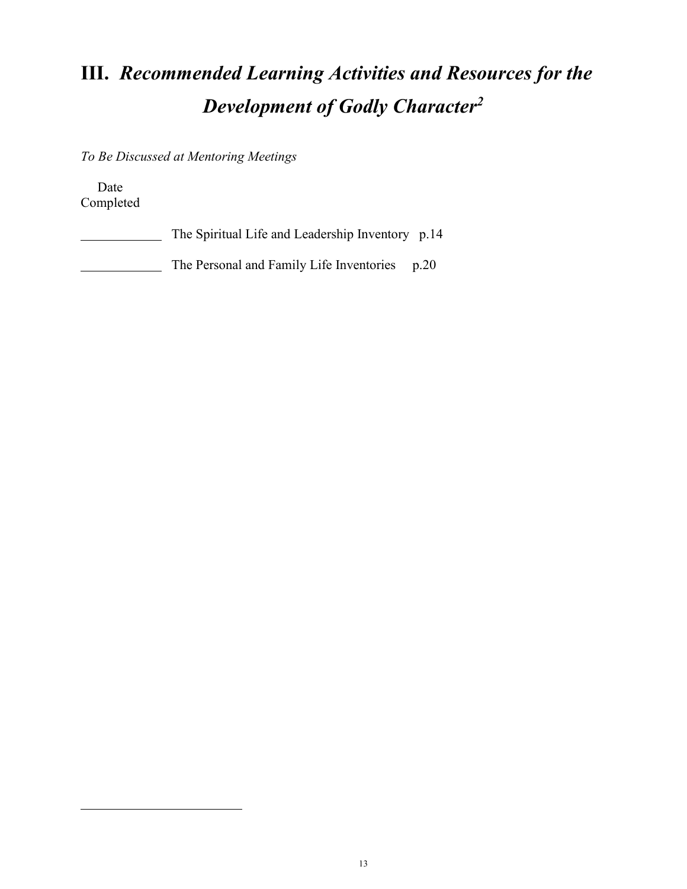# III. *Recommended Learning Activities and Resources for the Development of Godly Character*[2]

*To Be Discussed at Mentoring Meetings*

Date Completed

_____________ The Spiritual Life and Leadership Inventory p.14

_____________ The Personal and Family Life Inventories p.20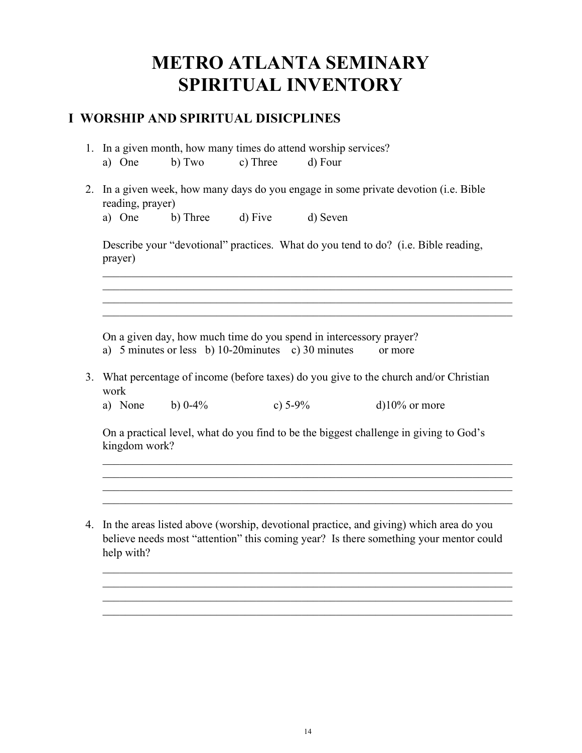# METRO ATLANTA SEMINARY SPIRITUAL INVENTORY

## I WORSHIP AND SPIRITUAL DISICPLINES

1. In a given month, how many times do attend worship services?
   a) One b) Two c) Three d) Four

2. In a given week, how many days do you engage in some private devotion (i.e. Bible reading, prayer)
   a) One b) Three d) Five d) Seven

   Describe your "devotional" practices. What do you tend to do? (i.e. Bible reading, prayer)

   ______________________________________________________________________________
   ______________________________________________________________________________
   ______________________________________________________________________________
   ______________________________________________________________________________

   On a given day, how much time do you spend in intercessory prayer?
   a) 5 minutes or less b) 10-20minutes c) 30 minutes or more

3. What percentage of income (before taxes) do you give to the church and/or Christian work
   a) None b) 0-4% c) 5-9% d)10% or more

   On a practical level, what do you find to be the biggest challenge in giving to God's kingdom work?

   ______________________________________________________________________________
   ______________________________________________________________________________
   ______________________________________________________________________________
   ______________________________________________________________________________

4. In the areas listed above (worship, devotional practice, and giving) which area do you believe needs most "attention" this coming year? Is there something your mentor could help with?

   ______________________________________________________________________________
   ______________________________________________________________________________
   ______________________________________________________________________________
   ______________________________________________________________________________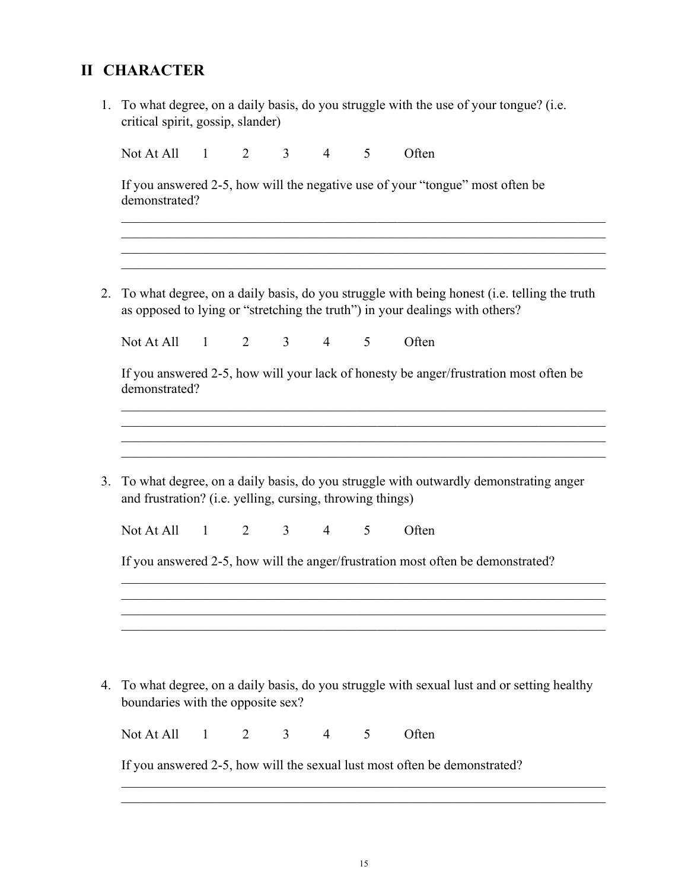## II CHARACTER

1. To what degree, on a daily basis, do you struggle with the use of your tongue? (i.e. critical spirit, gossip, slander)

   Not At All 1 2 3 4 5 Often

   If you answered 2-5, how will the negative use of your "tongue" most often be demonstrated?

   \_\_\_\_\_\_\_\_\_\_\_\_\_\_\_\_\_\_\_\_\_\_\_\_\_\_\_\_\_\_\_\_\_\_\_\_\_\_\_\_\_\_\_\_\_\_\_\_\_\_\_\_\_\_\_\_\_\_\_\_\_\_\_\_\_\_\_\_\_\_
   \_\_\_\_\_\_\_\_\_\_\_\_\_\_\_\_\_\_\_\_\_\_\_\_\_\_\_\_\_\_\_\_\_\_\_\_\_\_\_\_\_\_\_\_\_\_\_\_\_\_\_\_\_\_\_\_\_\_\_\_\_\_\_\_\_\_\_\_\_\_
   \_\_\_\_\_\_\_\_\_\_\_\_\_\_\_\_\_\_\_\_\_\_\_\_\_\_\_\_\_\_\_\_\_\_\_\_\_\_\_\_\_\_\_\_\_\_\_\_\_\_\_\_\_\_\_\_\_\_\_\_\_\_\_\_\_\_\_\_\_\_
   \_\_\_\_\_\_\_\_\_\_\_\_\_\_\_\_\_\_\_\_\_\_\_\_\_\_\_\_\_\_\_\_\_\_\_\_\_\_\_\_\_\_\_\_\_\_\_\_\_\_\_\_\_\_\_\_\_\_\_\_\_\_\_\_\_\_\_\_\_\_

2. To what degree, on a daily basis, do you struggle with being honest (i.e. telling the truth as opposed to lying or "stretching the truth") in your dealings with others?

   Not At All 1 2 3 4 5 Often

   If you answered 2-5, how will your lack of honesty be anger/frustration most often be demonstrated?

   \_\_\_\_\_\_\_\_\_\_\_\_\_\_\_\_\_\_\_\_\_\_\_\_\_\_\_\_\_\_\_\_\_\_\_\_\_\_\_\_\_\_\_\_\_\_\_\_\_\_\_\_\_\_\_\_\_\_\_\_\_\_\_\_\_\_\_\_\_\_
   \_\_\_\_\_\_\_\_\_\_\_\_\_\_\_\_\_\_\_\_\_\_\_\_\_\_\_\_\_\_\_\_\_\_\_\_\_\_\_\_\_\_\_\_\_\_\_\_\_\_\_\_\_\_\_\_\_\_\_\_\_\_\_\_\_\_\_\_\_\_
   \_\_\_\_\_\_\_\_\_\_\_\_\_\_\_\_\_\_\_\_\_\_\_\_\_\_\_\_\_\_\_\_\_\_\_\_\_\_\_\_\_\_\_\_\_\_\_\_\_\_\_\_\_\_\_\_\_\_\_\_\_\_\_\_\_\_\_\_\_\_
   \_\_\_\_\_\_\_\_\_\_\_\_\_\_\_\_\_\_\_\_\_\_\_\_\_\_\_\_\_\_\_\_\_\_\_\_\_\_\_\_\_\_\_\_\_\_\_\_\_\_\_\_\_\_\_\_\_\_\_\_\_\_\_\_\_\_\_\_\_\_

3. To what degree, on a daily basis, do you struggle with outwardly demonstrating anger and frustration? (i.e. yelling, cursing, throwing things)

   Not At All 1 2 3 4 5 Often

   If you answered 2-5, how will the anger/frustration most often be demonstrated?

   \_\_\_\_\_\_\_\_\_\_\_\_\_\_\_\_\_\_\_\_\_\_\_\_\_\_\_\_\_\_\_\_\_\_\_\_\_\_\_\_\_\_\_\_\_\_\_\_\_\_\_\_\_\_\_\_\_\_\_\_\_\_\_\_\_\_\_\_\_\_
   \_\_\_\_\_\_\_\_\_\_\_\_\_\_\_\_\_\_\_\_\_\_\_\_\_\_\_\_\_\_\_\_\_\_\_\_\_\_\_\_\_\_\_\_\_\_\_\_\_\_\_\_\_\_\_\_\_\_\_\_\_\_\_\_\_\_\_\_\_\_
   \_\_\_\_\_\_\_\_\_\_\_\_\_\_\_\_\_\_\_\_\_\_\_\_\_\_\_\_\_\_\_\_\_\_\_\_\_\_\_\_\_\_\_\_\_\_\_\_\_\_\_\_\_\_\_\_\_\_\_\_\_\_\_\_\_\_\_\_\_\_
   \_\_\_\_\_\_\_\_\_\_\_\_\_\_\_\_\_\_\_\_\_\_\_\_\_\_\_\_\_\_\_\_\_\_\_\_\_\_\_\_\_\_\_\_\_\_\_\_\_\_\_\_\_\_\_\_\_\_\_\_\_\_\_\_\_\_\_\_\_\_

4. To what degree, on a daily basis, do you struggle with sexual lust and or setting healthy boundaries with the opposite sex?

   Not At All 1 2 3 4 5 Often

   If you answered 2-5, how will the sexual lust most often be demonstrated?

   \_\_\_\_\_\_\_\_\_\_\_\_\_\_\_\_\_\_\_\_\_\_\_\_\_\_\_\_\_\_\_\_\_\_\_\_\_\_\_\_\_\_\_\_\_\_\_\_\_\_\_\_\_\_\_\_\_\_\_\_\_\_\_\_\_\_\_\_\_\_
   \_\_\_\_\_\_\_\_\_\_\_\_\_\_\_\_\_\_\_\_\_\_\_\_\_\_\_\_\_\_\_\_\_\_\_\_\_\_\_\_\_\_\_\_\_\_\_\_\_\_\_\_\_\_\_\_\_\_\_\_\_\_\_\_\_\_\_\_\_\_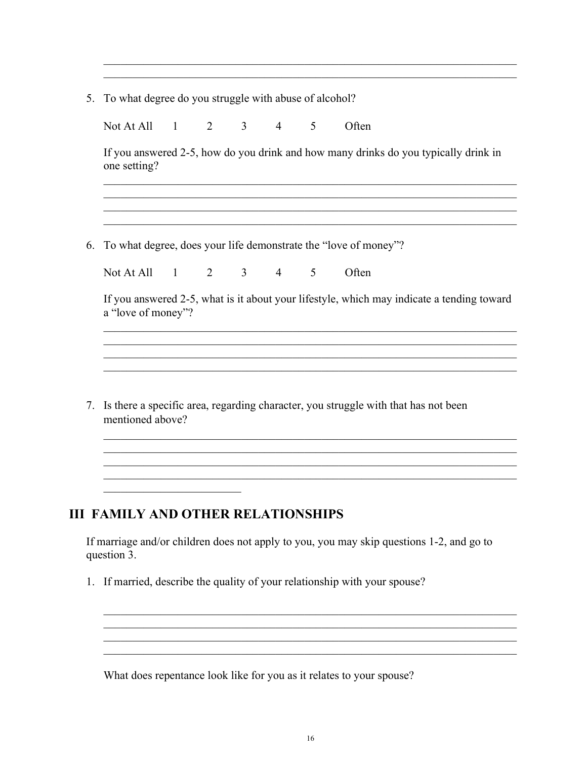5. To what degree do you struggle with abuse of alcohol?

   Not At All 1 2 3 4 5 Often

   If you answered 2-5, how do you drink and how many drinks do you typically drink in one setting?

6. To what degree, does your life demonstrate the "love of money"?

   Not At All 1 2 3 4 5 Often

   If you answered 2-5, what is it about your lifestyle, which may indicate a tending toward a "love of money"?

7. Is there a specific area, regarding character, you struggle with that has not been mentioned above?

## III FAMILY AND OTHER RELATIONSHIPS

If marriage and/or children does not apply to you, you may skip questions 1-2, and go to question 3.

1. If married, describe the quality of your relationship with your spouse?

   What does repentance look like for you as it relates to your spouse?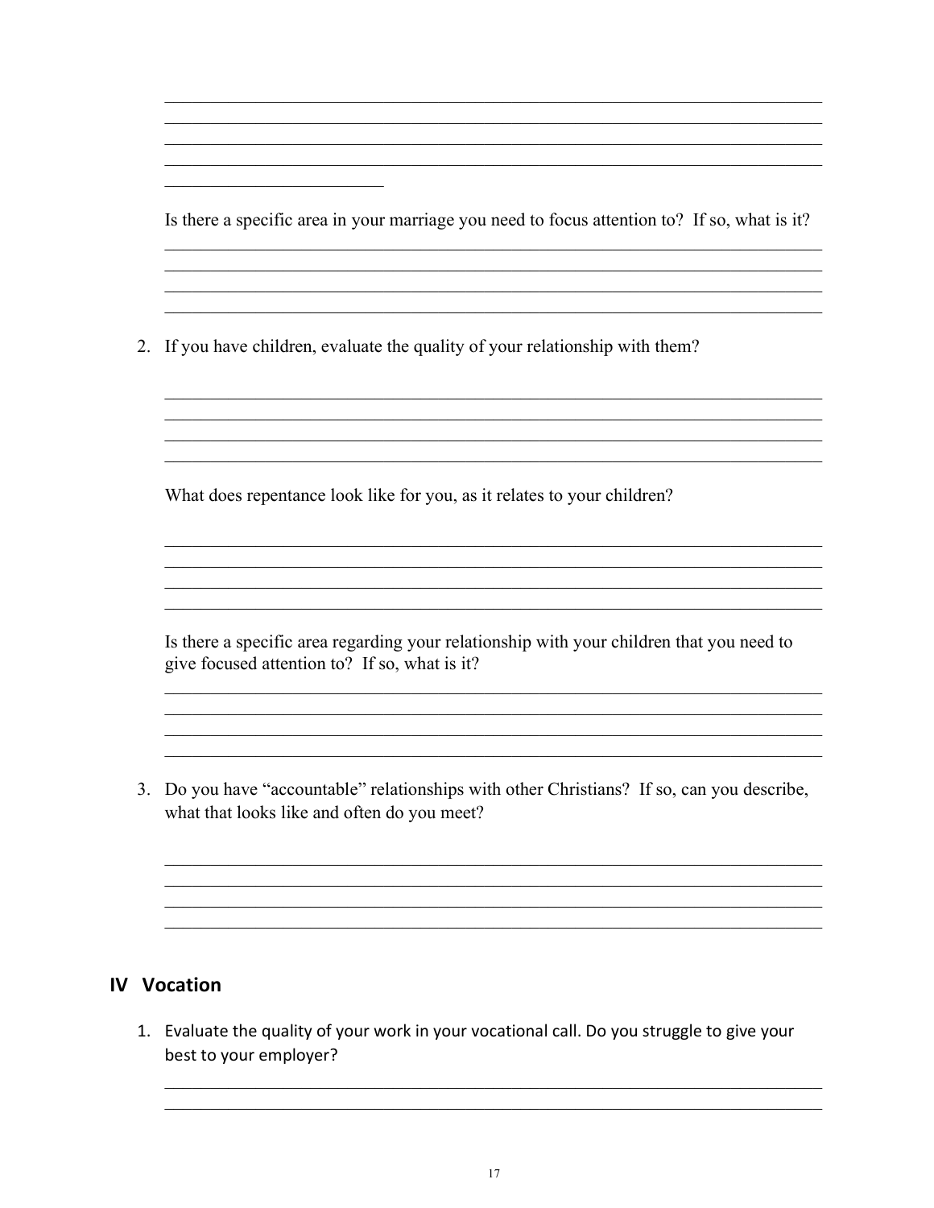Is there a specific area in your marriage you need to focus attention to? If so, what is it?

2. If you have children, evaluate the quality of your relationship with them?

   What does repentance look like for you, as it relates to your children?

   Is there a specific area regarding your relationship with your children that you need to give focused attention to? If so, what is it?

3. Do you have "accountable" relationships with other Christians? If so, can you describe, what that looks like and often do you meet?

## IV Vocation

1. Evaluate the quality of your work in your vocational call. Do you struggle to give your best to your employer?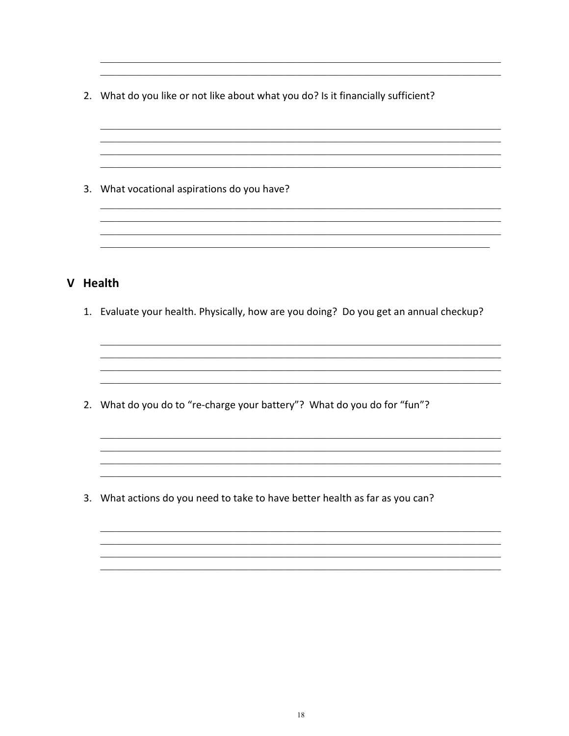2. What do you like or not like about what you do? Is it financially sufficient?

3. What vocational aspirations do you have?

## V Health

1. Evaluate your health. Physically, how are you doing? Do you get an annual checkup?

2. What do you do to "re-charge your battery"? What do you do for "fun"?

3. What actions do you need to take to have better health as far as you can?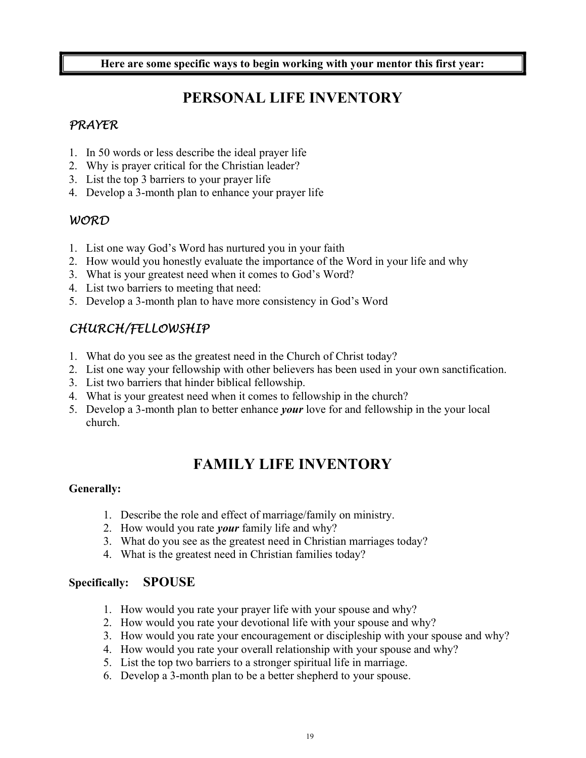**Here are some specific ways to begin working with your mentor this first year:**

# PERSONAL LIFE INVENTORY

### *PRAYER*

1. In 50 words or less describe the ideal prayer life
2. Why is prayer critical for the Christian leader?
3. List the top 3 barriers to your prayer life
4. Develop a 3-month plan to enhance your prayer life

### *WORD*

1. List one way God's Word has nurtured you in your faith
2. How would you honestly evaluate the importance of the Word in your life and why
3. What is your greatest need when it comes to God's Word?
4. List two barriers to meeting that need:
5. Develop a 3-month plan to have more consistency in God's Word

### *CHURCH/FELLOWSHIP*

1. What do you see as the greatest need in the Church of Christ today?
2. List one way your fellowship with other believers has been used in your own sanctification.
3. List two barriers that hinder biblical fellowship.
4. What is your greatest need when it comes to fellowship in the church?
5. Develop a 3-month plan to better enhance ***your*** love for and fellowship in the your local church.

# FAMILY LIFE INVENTORY

**Generally:**

1. Describe the role and effect of marriage/family on ministry.
2. How would you rate ***your*** family life and why?
3. What do you see as the greatest need in Christian marriages today?
4. What is the greatest need in Christian families today?

**Specifically: SPOUSE**

1. How would you rate your prayer life with your spouse and why?
2. How would you rate your devotional life with your spouse and why?
3. How would you rate your encouragement or discipleship with your spouse and why?
4. How would you rate your overall relationship with your spouse and why?
5. List the top two barriers to a stronger spiritual life in marriage.
6. Develop a 3-month plan to be a better shepherd to your spouse.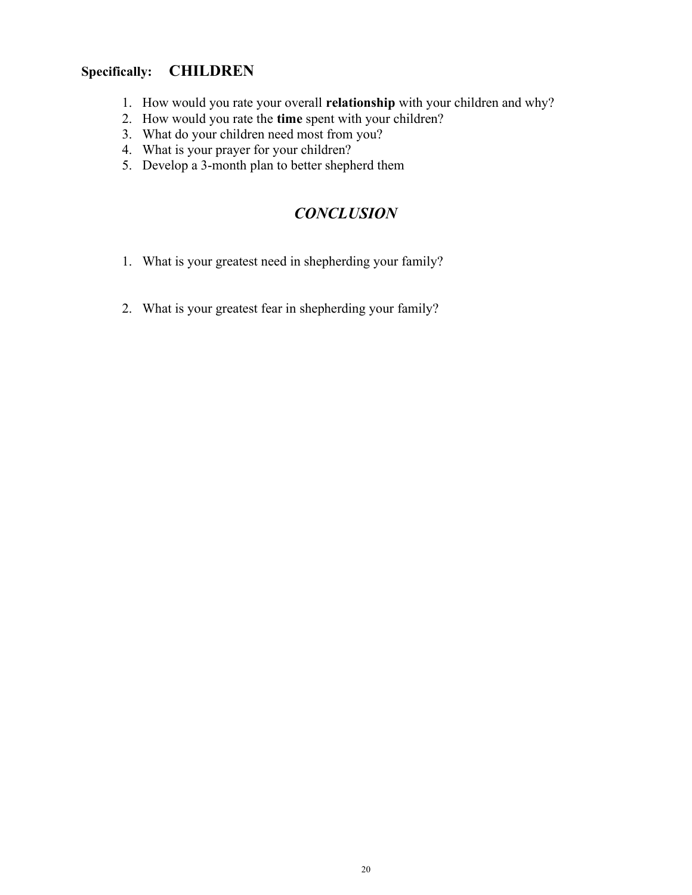**Specifically:** **CHILDREN**

1. How would you rate your overall **relationship** with your children and why?
2. How would you rate the **time** spent with your children?
3. What do your children need most from you?
4. What is your prayer for your children?
5. Develop a 3-month plan to better shepherd them

## *CONCLUSION*

1. What is your greatest need in shepherding your family?

2. What is your greatest fear in shepherding your family?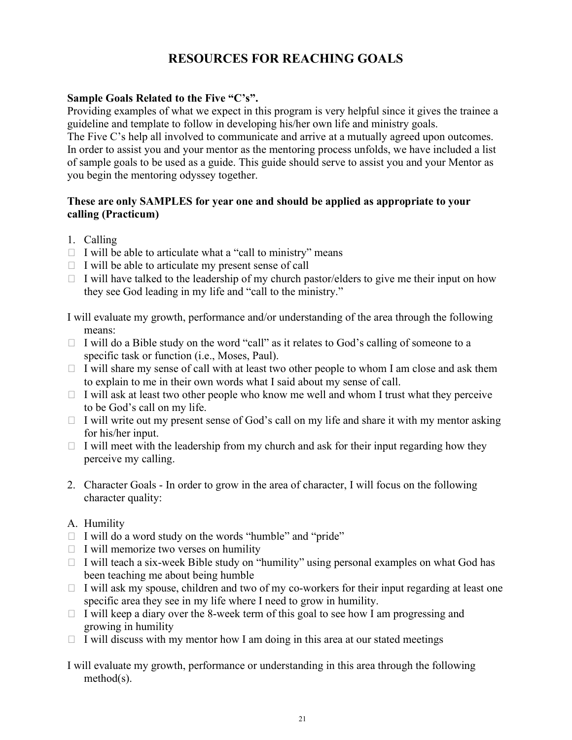# RESOURCES FOR REACHING GOALS

**Sample Goals Related to the Five "C's".**

Providing examples of what we expect in this program is very helpful since it gives the trainee a guideline and template to follow in developing his/her own life and ministry goals.
The Five C's help all involved to communicate and arrive at a mutually agreed upon outcomes. In order to assist you and your mentor as the mentoring process unfolds, we have included a list of sample goals to be used as a guide. This guide should serve to assist you and your Mentor as you begin the mentoring odyssey together.

**These are only SAMPLES for year one and should be applied as appropriate to your calling (Practicum)**

1. Calling
- I will be able to articulate what a "call to ministry" means
- I will be able to articulate my present sense of call
- I will have talked to the leadership of my church pastor/elders to give me their input on how they see God leading in my life and "call to the ministry."

I will evaluate my growth, performance and/or understanding of the area through the following means:

- I will do a Bible study on the word "call" as it relates to God's calling of someone to a specific task or function (i.e., Moses, Paul).
- I will share my sense of call with at least two other people to whom I am close and ask them to explain to me in their own words what I said about my sense of call.
- I will ask at least two other people who know me well and whom I trust what they perceive to be God's call on my life.
- I will write out my present sense of God's call on my life and share it with my mentor asking for his/her input.
- I will meet with the leadership from my church and ask for their input regarding how they perceive my calling.

2. Character Goals - In order to grow in the area of character, I will focus on the following character quality:

A. Humility
- I will do a word study on the words "humble" and "pride"
- I will memorize two verses on humility
- I will teach a six-week Bible study on "humility" using personal examples on what God has been teaching me about being humble
- I will ask my spouse, children and two of my co-workers for their input regarding at least one specific area they see in my life where I need to grow in humility.
- I will keep a diary over the 8-week term of this goal to see how I am progressing and growing in humility
- I will discuss with my mentor how I am doing in this area at our stated meetings

I will evaluate my growth, performance or understanding in this area through the following method(s).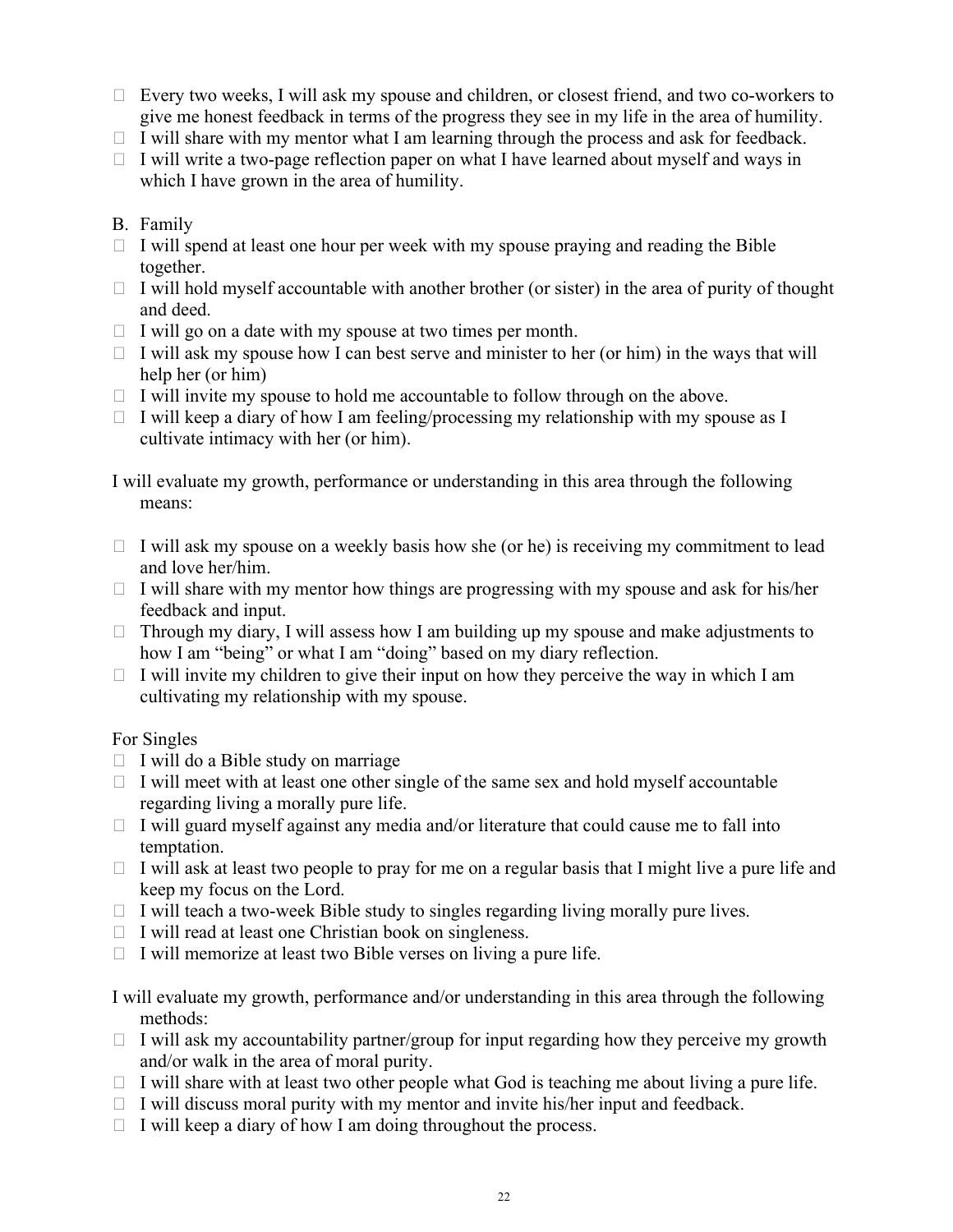- Every two weeks, I will ask my spouse and children, or closest friend, and two co-workers to give me honest feedback in terms of the progress they see in my life in the area of humility.
- I will share with my mentor what I am learning through the process and ask for feedback.
- I will write a two-page reflection paper on what I have learned about myself and ways in which I have grown in the area of humility.

B. Family

- I will spend at least one hour per week with my spouse praying and reading the Bible together.
- I will hold myself accountable with another brother (or sister) in the area of purity of thought and deed.
- I will go on a date with my spouse at two times per month.
- I will ask my spouse how I can best serve and minister to her (or him) in the ways that will help her (or him)
- I will invite my spouse to hold me accountable to follow through on the above.
- I will keep a diary of how I am feeling/processing my relationship with my spouse as I cultivate intimacy with her (or him).

I will evaluate my growth, performance or understanding in this area through the following means:

- I will ask my spouse on a weekly basis how she (or he) is receiving my commitment to lead and love her/him.
- I will share with my mentor how things are progressing with my spouse and ask for his/her feedback and input.
- Through my diary, I will assess how I am building up my spouse and make adjustments to how I am "being" or what I am "doing" based on my diary reflection.
- I will invite my children to give their input on how they perceive the way in which I am cultivating my relationship with my spouse.

For Singles

- I will do a Bible study on marriage
- I will meet with at least one other single of the same sex and hold myself accountable regarding living a morally pure life.
- I will guard myself against any media and/or literature that could cause me to fall into temptation.
- I will ask at least two people to pray for me on a regular basis that I might live a pure life and keep my focus on the Lord.
- I will teach a two-week Bible study to singles regarding living morally pure lives.
- I will read at least one Christian book on singleness.
- I will memorize at least two Bible verses on living a pure life.

I will evaluate my growth, performance and/or understanding in this area through the following methods:

- I will ask my accountability partner/group for input regarding how they perceive my growth and/or walk in the area of moral purity.
- I will share with at least two other people what God is teaching me about living a pure life.
- I will discuss moral purity with my mentor and invite his/her input and feedback.
- I will keep a diary of how I am doing throughout the process.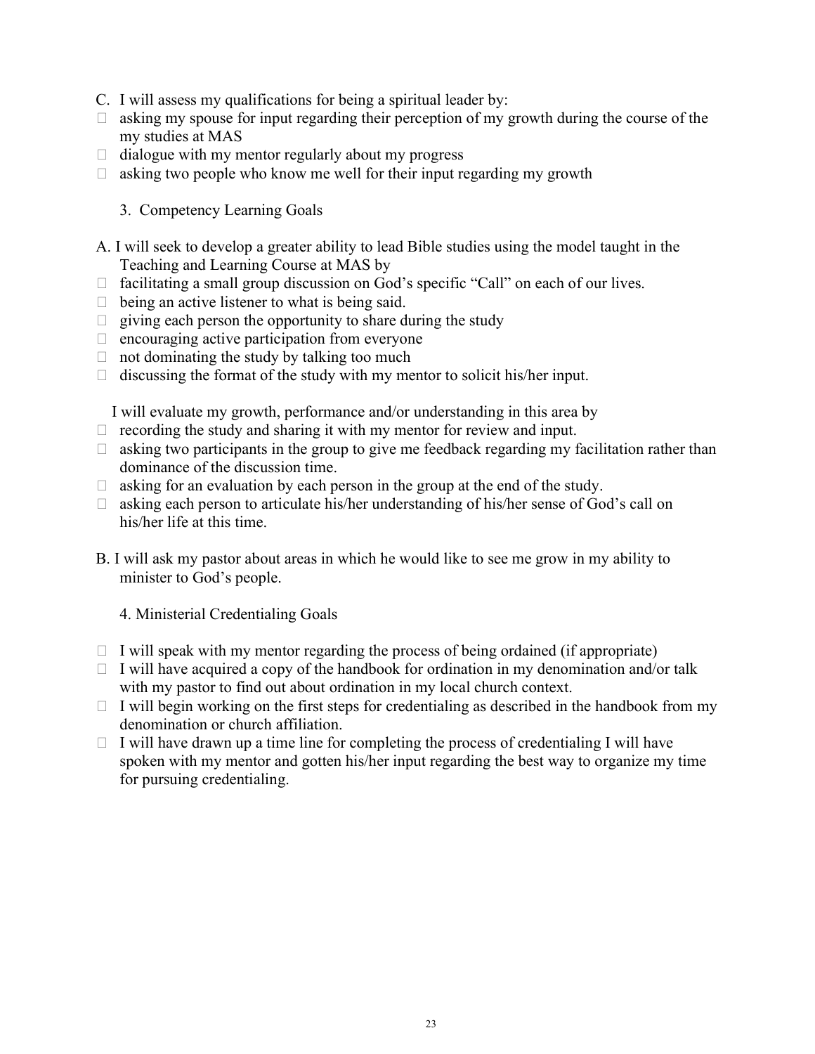C. I will assess my qualifications for being a spiritual leader by:

- asking my spouse for input regarding their perception of my growth during the course of the my studies at MAS
- dialogue with my mentor regularly about my progress
- asking two people who know me well for their input regarding my growth

3. Competency Learning Goals

A. I will seek to develop a greater ability to lead Bible studies using the model taught in the Teaching and Learning Course at MAS by

- facilitating a small group discussion on God's specific "Call" on each of our lives.
- being an active listener to what is being said.
- giving each person the opportunity to share during the study
- encouraging active participation from everyone
- not dominating the study by talking too much
- discussing the format of the study with my mentor to solicit his/her input.

I will evaluate my growth, performance and/or understanding in this area by

- recording the study and sharing it with my mentor for review and input.
- asking two participants in the group to give me feedback regarding my facilitation rather than dominance of the discussion time.
- asking for an evaluation by each person in the group at the end of the study.
- asking each person to articulate his/her understanding of his/her sense of God's call on his/her life at this time.

B. I will ask my pastor about areas in which he would like to see me grow in my ability to minister to God's people.

4. Ministerial Credentialing Goals

- I will speak with my mentor regarding the process of being ordained (if appropriate)
- I will have acquired a copy of the handbook for ordination in my denomination and/or talk with my pastor to find out about ordination in my local church context.
- I will begin working on the first steps for credentialing as described in the handbook from my denomination or church affiliation.
- I will have drawn up a time line for completing the process of credentialing I will have spoken with my mentor and gotten his/her input regarding the best way to organize my time for pursuing credentialing.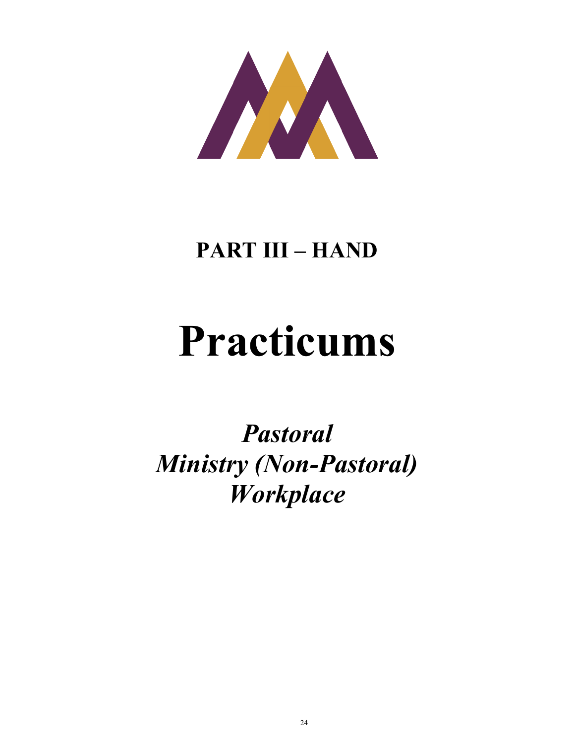## PART III – HAND

# Practicums

***Pastoral***
***Ministry (Non-Pastoral)***
***Workplace***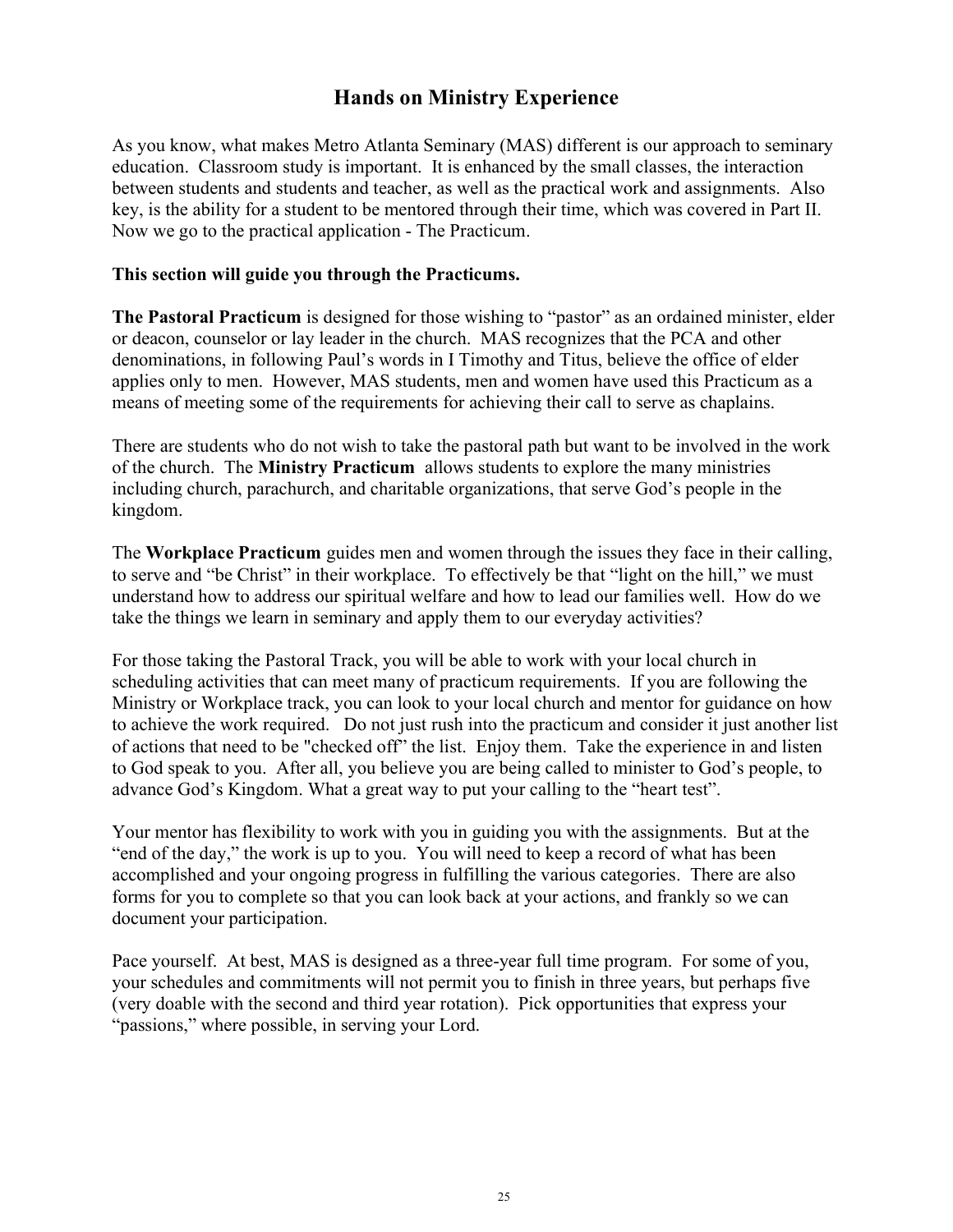# Hands on Ministry Experience

As you know, what makes Metro Atlanta Seminary (MAS) different is our approach to seminary education. Classroom study is important. It is enhanced by the small classes, the interaction between students and students and teacher, as well as the practical work and assignments. Also key, is the ability for a student to be mentored through their time, which was covered in Part II. Now we go to the practical application - The Practicum.

**This section will guide you through the Practicums.**

**The Pastoral Practicum** is designed for those wishing to "pastor" as an ordained minister, elder or deacon, counselor or lay leader in the church. MAS recognizes that the PCA and other denominations, in following Paul's words in I Timothy and Titus, believe the office of elder applies only to men. However, MAS students, men and women have used this Practicum as a means of meeting some of the requirements for achieving their call to serve as chaplains.

There are students who do not wish to take the pastoral path but want to be involved in the work of the church. The **Ministry Practicum** allows students to explore the many ministries including church, parachurch, and charitable organizations, that serve God's people in the kingdom.

The **Workplace Practicum** guides men and women through the issues they face in their calling, to serve and "be Christ" in their workplace. To effectively be that "light on the hill," we must understand how to address our spiritual welfare and how to lead our families well. How do we take the things we learn in seminary and apply them to our everyday activities?

For those taking the Pastoral Track, you will be able to work with your local church in scheduling activities that can meet many of practicum requirements. If you are following the Ministry or Workplace track, you can look to your local church and mentor for guidance on how to achieve the work required. Do not just rush into the practicum and consider it just another list of actions that need to be "checked off" the list. Enjoy them. Take the experience in and listen to God speak to you. After all, you believe you are being called to minister to God's people, to advance God's Kingdom. What a great way to put your calling to the "heart test".

Your mentor has flexibility to work with you in guiding you with the assignments. But at the "end of the day," the work is up to you. You will need to keep a record of what has been accomplished and your ongoing progress in fulfilling the various categories. There are also forms for you to complete so that you can look back at your actions, and frankly so we can document your participation.

Pace yourself. At best, MAS is designed as a three-year full time program. For some of you, your schedules and commitments will not permit you to finish in three years, but perhaps five (very doable with the second and third year rotation). Pick opportunities that express your "passions," where possible, in serving your Lord.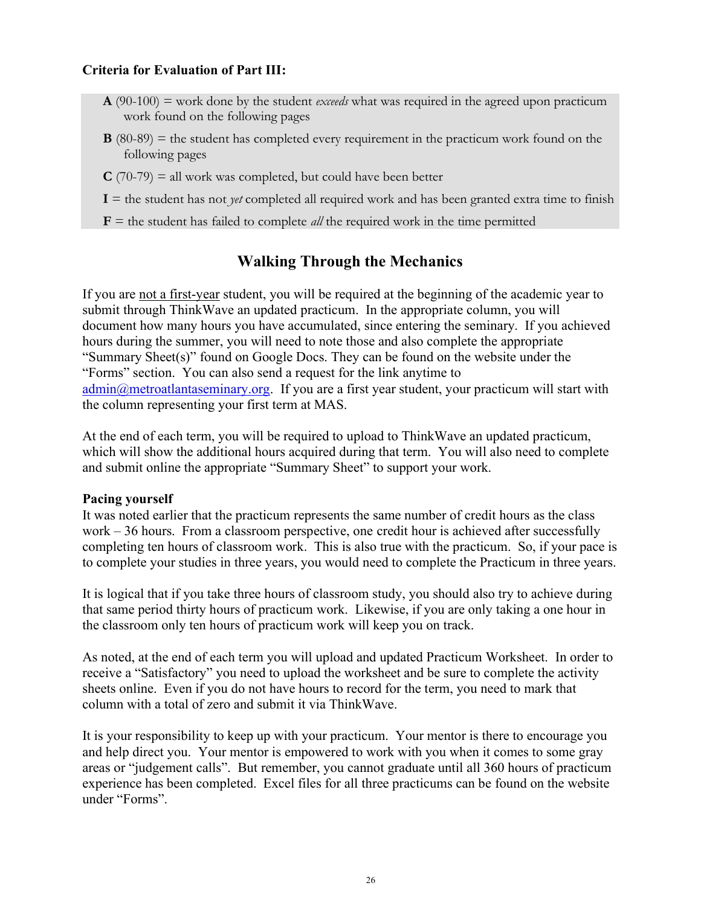**Criteria for Evaluation of Part III:**

**A** (90-100) = work done by the student *exceeds* what was required in the agreed upon practicum work found on the following pages

**B** (80-89) = the student has completed every requirement in the practicum work found on the following pages

**C** (70-79) = all work was completed, but could have been better

**I** = the student has not *yet* completed all required work and has been granted extra time to finish

**F** = the student has failed to complete *all* the required work in the time permitted

## Walking Through the Mechanics

If you are not a first-year student, you will be required at the beginning of the academic year to submit through ThinkWave an updated practicum. In the appropriate column, you will document how many hours you have accumulated, since entering the seminary. If you achieved hours during the summer, you will need to note those and also complete the appropriate "Summary Sheet(s)" found on Google Docs. They can be found on the website under the "Forms" section. You can also send a request for the link anytime to admin@metroatlantaseminary.org. If you are a first year student, your practicum will start with the column representing your first term at MAS.

At the end of each term, you will be required to upload to ThinkWave an updated practicum, which will show the additional hours acquired during that term. You will also need to complete and submit online the appropriate "Summary Sheet" to support your work.

**Pacing yourself**

It was noted earlier that the practicum represents the same number of credit hours as the class work – 36 hours. From a classroom perspective, one credit hour is achieved after successfully completing ten hours of classroom work. This is also true with the practicum. So, if your pace is to complete your studies in three years, you would need to complete the Practicum in three years.

It is logical that if you take three hours of classroom study, you should also try to achieve during that same period thirty hours of practicum work. Likewise, if you are only taking a one hour in the classroom only ten hours of practicum work will keep you on track.

As noted, at the end of each term you will upload and updated Practicum Worksheet. In order to receive a "Satisfactory" you need to upload the worksheet and be sure to complete the activity sheets online. Even if you do not have hours to record for the term, you need to mark that column with a total of zero and submit it via ThinkWave.

It is your responsibility to keep up with your practicum. Your mentor is there to encourage you and help direct you. Your mentor is empowered to work with you when it comes to some gray areas or "judgement calls". But remember, you cannot graduate until all 360 hours of practicum experience has been completed. Excel files for all three practicums can be found on the website under "Forms".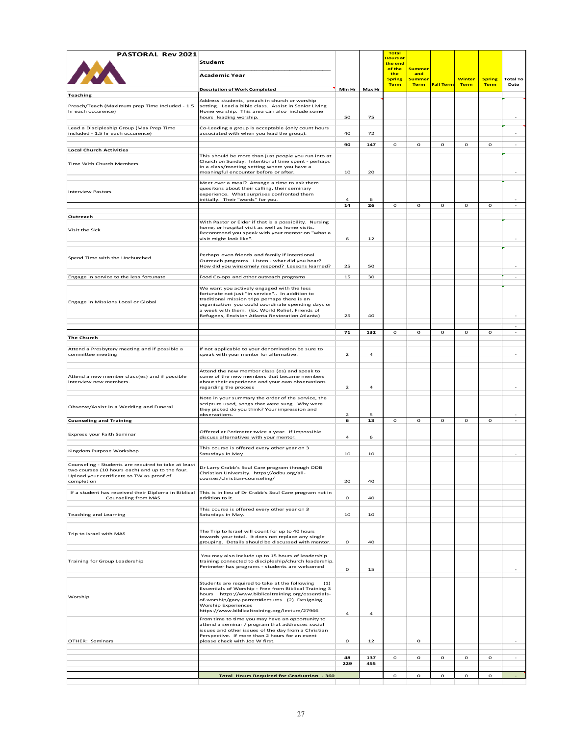| PASTORAL Rev 2021 | Student ______ Academic Year | | | Total Hours at the end of the the Spring Term | Summer and Summer Term | Fall Term | Winter Term | Spring Term | Total To Date |
|---|---|---|---|---|---|---|---|---|---|
| | Description of Work Completed | Min Hr | Max Hr | | | | | | |
| **Teaching** | | | | | | | | | |
| Preach/Teach (Maximum prep Time Included - 1.5 hr each occurence) | Address students, preach in church or worship setting. Lead a bible class. Assist in Senior Living Home worship. This area can also include some hours leading worship. | 50 | 75 | | | | | | - |
| Lead a Discipleship Group (Max Prep Time included - 1.5 hr each occurence) | Co-Leading a group is acceptable (only count hours associated with when you lead the group). | 40 | 72 | | | | | | - |
| | | 90 | 147 | 0 | 0 | 0 | 0 | 0 | - |
| **Local Church Activities** | | | | | | | | | |
| Time With Church Members | This should be more than just people you run into at Church on Sunday. Intentional time spent - perhaps in a class/meeting setting where you have a meaningful encounter before or after. | 10 | 20 | | | | | | - |
| Interview Pastors | Meet over a meal? Arrange a time to ask them quesitons about their calling, their seminary experience. What surprises confronted them initially. Their "words" for you. | 4 | 6 | | | | | | - |
| | | 14 | 26 | 0 | 0 | 0 | 0 | 0 | - |
| **Outreach** | | | | | | | | | |
| Visit the Sick | With Pastor or Elder if that is a possibility. Nursing home, or hospital visit as well as home visits. Recommend you speak with your mentor on "what a visit might look like". | 6 | 12 | | | | | | - |
| Spend Time with the Unchurched | Perhaps even friends and family if intentional. Outreach programs. Listen - what did you hear? How did you winsomely respond? Lessons learned? | 25 | 50 | | | | | | - |
| Engage in service to the less fortunate | Food Co-ops and other outreach programs | 15 | 30 | | | | | | - |
| Engage in Missions Local or Global | We want you actively engaged with the less fortunate not just "in service".. In addition to traditional mission trips perhaps there is an organization you could coordinate spending days or a week with them. (Ex. World Relief, Friends of Refugees, Envision Atlanta Restoration Atlanta) | 25 | 40 | | | | | | - |
| | | | | | | | | | - |
| | | 71 | 132 | 0 | 0 | 0 | 0 | 0 | - |
| **The Church** | | | | | | | | | |
| Attend a Presbytery meeting and if possible a committee meeting | If not applicable to your denomination be sure to speak with your mentor for alternative. | 2 | 4 | | | | | | - |
| Attend a new member class(es) and if possible interview new members. | Attend the new member class (es) and speak to some of the new members that became members about their experience and your own observations regarding the process | 2 | 4 | | | | | | - |
| Observe/Assist in a Wedding and Funeral | Note in your summary the order of the service, the scripture used, songs that were sung. Why were they picked do you think? Your impression and observations. | 2 | 5 | | | | | | - |
| **Counseling and Training** | | 6 | 13 | 0 | 0 | 0 | 0 | 0 | - |
| Express your Faith Seminar | Offered at Perimeter twice a year. If impossible discuss alternatives with your mentor. | 4 | 6 | | | | | | |
| Kingdom Purpose Workshop | This course is offered every other year on 3 Saturdays in May | 10 | 10 | | | | | | - |
| Counseling - Students are required to take at least two courses (10 hours each) and up to the four. Upload your certificate to TW as proof of completion | Dr Larry Crabb's Soul Care program through ODB Christian University. https://odbu.org/all-courses/christian-counseling/ | 20 | 40 | | | | | | |
| If a student has received their Diploma in Biblical Counseling from MAS | This is in lieu of Dr Crabb's Soul Care program not in addition to it. | 0 | 40 | | | | | | |
| Teaching and Learning | This course is offered every other year on 3 Saturdays in May. | 10 | 10 | | | | | | |
| Trip to Israel with MAS | The Trip to Israel will count for up to 40 hours towards your total. It does not replace any single grouping. Details should be discussed with mentor. | 0 | 40 | | | | | | |
| Training for Group Leadership | You may also include up to 15 hours of leadership training connected to discipleship/church leadership. Perimeter has programs - students are welcomed | 0 | 15 | | | | | | - |
| Worship | Students are required to take at the following (1) Essentials of Worship - Free from Biblical Training 3 hours https://www.biblicaltraining.org/essentials-of-worship/gary-parrett#lectures (2) Designing Worship Experiences https://www.biblicaltraining.org/lecture/27966 | 4 | 4 | | | | | | |
| OTHER: Seminars | From time to time you may have an opportunity to attend a seminar / program that addresses social issues and other issues of the day from a Christian Perspective. If more than 2 hours for an event please check with Joe W first. | 0 | 12 | | 0 | | | | - |
| | | 48 | 137 | 0 | 0 | 0 | 0 | 0 | - |
| | | 229 | 455 | | | | | | |
| | **Total Hours Required for Graduation - 360** | | | 0 | 0 | 0 | 0 | 0 | - |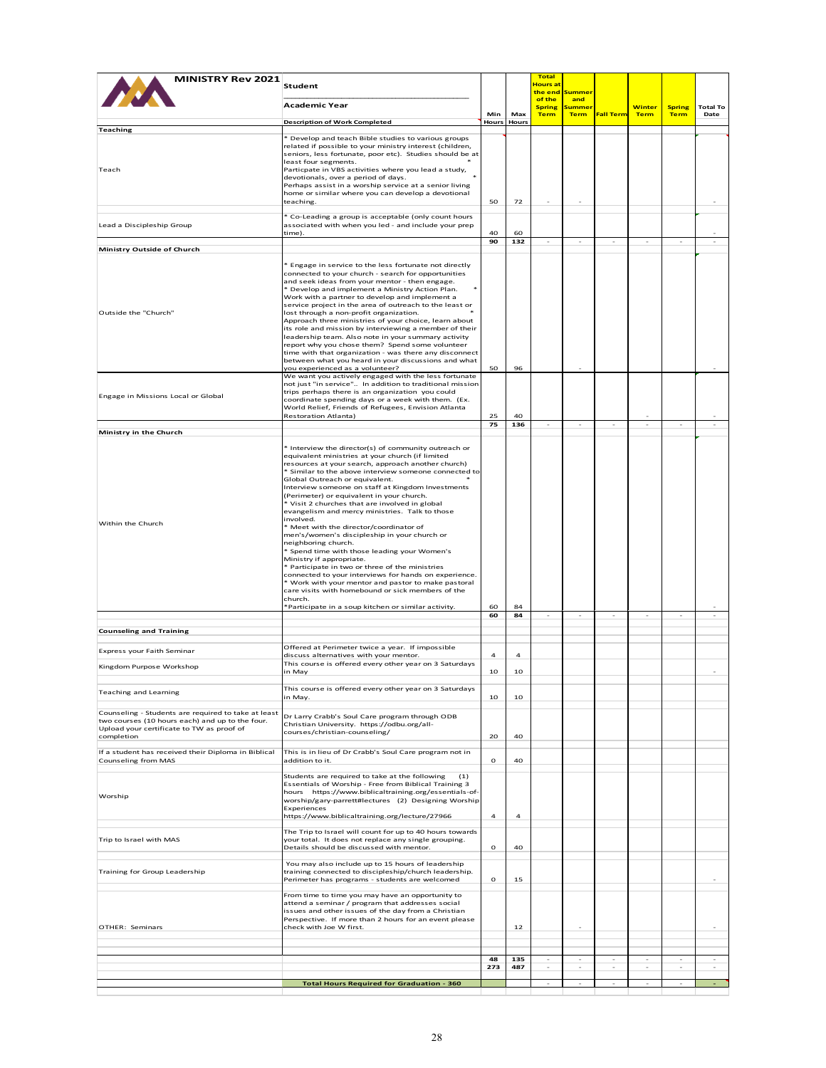| MINISTRY Rev 2021 | Student<br><br>Academic Year<br><br>Description of Work Completed | Min Hours | Max Hours | Total Hours at the end of the Spring Term | Summer and Summer Term | Fall Term | Winter Term | Spring Term | Total To Date |
|---|---|---|---|---|---|---|---|---|---|
| **Teaching** | | | | | | | | | |
| Teach | * Develop and teach Bible studies to various groups related if possible to your ministry interest (children, seniors, less fortunate, poor etc). Studies should be at least four segments. *<br>Particpate in VBS activities where you lead a study, devotionals, over a period of days. *<br>Perhaps assist in a worship service at a senior living home or similar where you can develop a devotional teaching. | 50 | 72 | - | - | | | | - |
| Lead a Discipleship Group | * Co-Leading a group is acceptable (only count hours associated with when you led - and include your prep time). | 40 | 60 | | | | | | - |
| | | 90 | 132 | - | - | - | - | - | - |
| **Ministry Outside of Church** | | | | | | | | | |
| Outside the "Church" | * Engage in service to the less fortunate not directly connected to your church - search for opportunities and seek ideas from your mentor - then engage.<br>* Develop and implement a Ministry Action Plan. * Work with a partner to develop and implement a service project in the area of outreach to the least or lost through a non-profit organization. *<br>Approach three ministries of your choice, learn about its role and mission by interviewing a member of their leadership team. Also note in your summary activity report why you chose them? Spend some volunteer time with that organization - was there any disconnect between what you heard in your discussions and what you experienced as a volunteer? | 50 | 96 | | - | | | | - |
| Engage in Missions Local or Global | We want you actively engaged with the less fortunate not just "in service".. In addition to traditional mission trips perhaps there is an organization you could coordinate spending days or a week with them. (Ex. World Relief, Friends of Refugees, Envision Atlanta Restoration Atlanta) | 25 | 40 | | | | - | | - |
| | | 75 | 136 | - | - | - | - | - | - |
| **Ministry in the Church** | | | | | | | | | |
| Within the Church | * Interview the director(s) of community outreach or equivalent ministries at your church (if limited resources at your search, approach another church)<br>* Similar to the above interview someone connected to Global Outreach or equivalent. *<br>Interview someone on staff at Kingdom Investments (Perimeter) or equivalent in your church.<br>* Visit 2 churches that are involved in global evangelism and mercy ministries. Talk to those involved.<br>* Meet with the director/coordinator of men's/women's discipleship in your church or neighboring church.<br>* Spend time with those leading your Women's Ministry if appropriate.<br>* Participate in two or three of the ministries connected to your interviews for hands on experience.<br>* Work with your mentor and pastor to make pastoral care visits with homebound or sick members of the church.<br>*Participate in a soup kitchen or similar activity. | 60 | 84 | | | | | | - |
| | | 60 | 84 | - | - | - | - | - | - |
| **Counseling and Training** | | | | | | | | | |
| Express your Faith Seminar | Offered at Perimeter twice a year. If impossible discuss alternatives with your mentor. | 4 | 4 | | | | | | |
| Kingdom Purpose Workshop | This course is offered every other year on 3 Saturdays in May | 10 | 10 | | | | | | - |
| Teaching and Learning | This course is offered every other year on 3 Saturdays in May. | 10 | 10 | | | | | | |
| Counseling - Students are required to take at least two courses (10 hours each) and up to the four. Upload your certificate to TW as proof of completion | Dr Larry Crabb's Soul Care program through ODB Christian University. https://odbu.org/all-courses/christian-counseling/ | 20 | 40 | | | | | | |
| If a student has received their Diploma in Biblical Counseling from MAS | This is in lieu of Dr Crabb's Soul Care program not in addition to it. | 0 | 40 | | | | | | |
| Worship | Students are required to take at the following (1) Essentials of Worship - Free from Biblical Training 3 hours https://www.biblicaltraining.org/essentials-of-worship/gary-parrett#lectures (2) Designing Worship Experiences https://www.biblicaltraining.org/lecture/27966 | 4 | 4 | | | | | | |
| Trip to Israel with MAS | The Trip to Israel will count for up to 40 hours towards your total. It does not replace any single grouping. Details should be discussed with mentor. | 0 | 40 | | | | | | |
| Training for Group Leadership | You may also include up to 15 hours of leadership training connected to discipleship/church leadership. Perimeter has programs - students are welcomed | 0 | 15 | | | | | | - |
| OTHER: Seminars | From time to time you may have an opportunity to attend a seminar / program that addresses social issues and other issues of the day from a Christian Perspective. If more than 2 hours for an event please check with Joe W first. | | 12 | | - | | | | - |
| | | 48 | 135 | - | - | - | - | - | - |
| | | 273 | 487 | - | - | - | - | - | - |
| | **Total Hours Required for Graduation - 360** | | | - | - | - | - | - | - |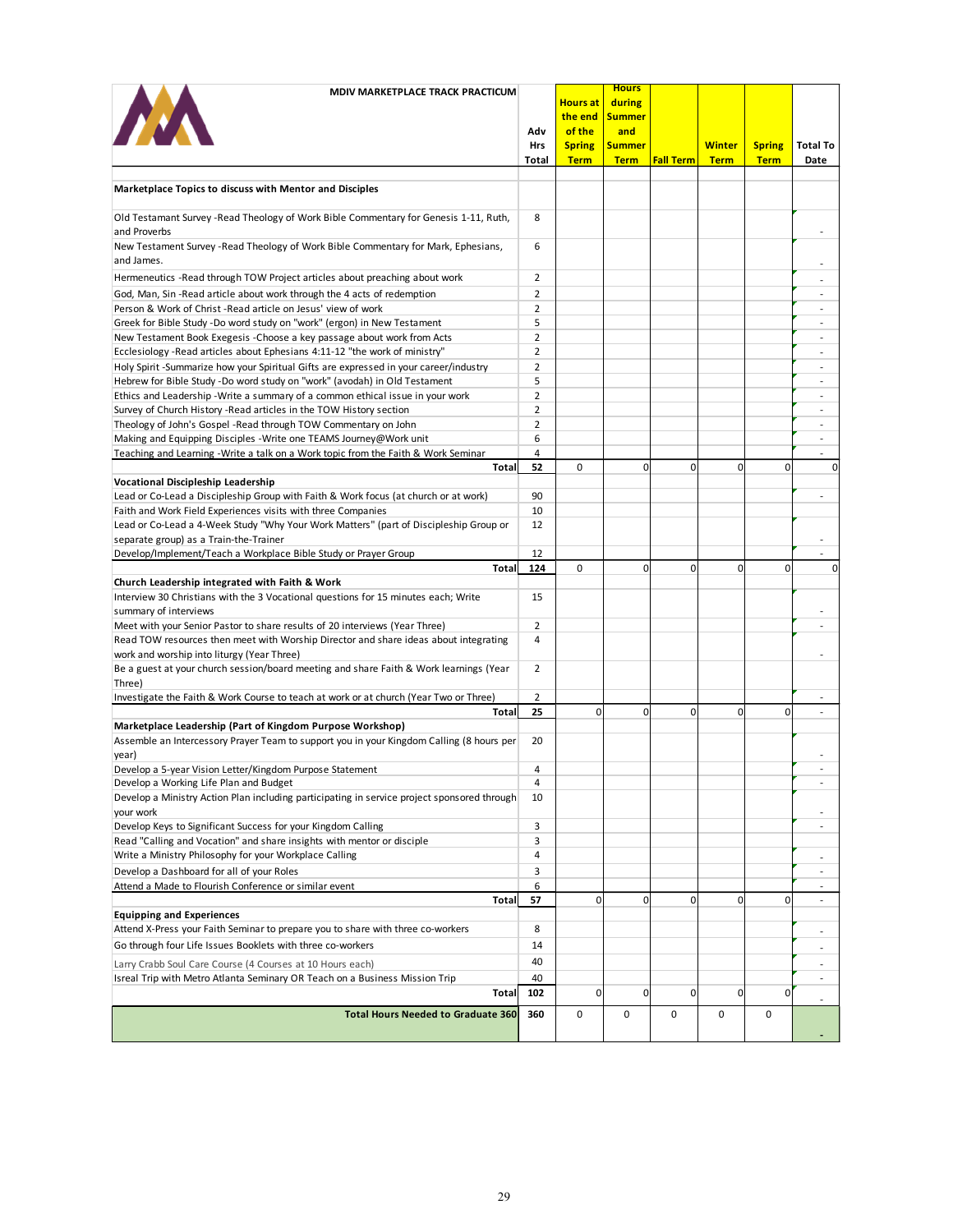| MDIV MARKETPLACE TRACK PRACTICUM | Adv Hrs Total | Hours at the end of the Spring Term | Hours during Summer and Summer Term | Fall Term | Winter Term | Spring Term | Total To Date |
|---|---|---|---|---|---|---|---|
| **Marketplace Topics to discuss with Mentor and Disciples** | | | | | | | |
| Old Testamant Survey -Read Theology of Work Bible Commentary for Genesis 1-11, Ruth, and Proverbs | 8 | | | | | | - |
| New Testament Survey -Read Theology of Work Bible Commentary for Mark, Ephesians, and James. | 6 | | | | | | - |
| Hermeneutics -Read through TOW Project articles about preaching about work | 2 | | | | | | - |
| God, Man, Sin -Read article about work through the 4 acts of redemption | 2 | | | | | | - |
| Person & Work of Christ -Read article on Jesus' view of work | 2 | | | | | | - |
| Greek for Bible Study -Do word study on "work" (ergon) in New Testament | 5 | | | | | | - |
| New Testament Book Exegesis -Choose a key passage about work from Acts | 2 | | | | | | - |
| Ecclesiology -Read articles about Ephesians 4:11-12 "the work of ministry" | 2 | | | | | | - |
| Holy Spirit -Summarize how your Spiritual Gifts are expressed in your career/industry | 2 | | | | | | - |
| Hebrew for Bible Study -Do word study on "work" (avodah) in Old Testament | 5 | | | | | | - |
| Ethics and Leadership -Write a summary of a common ethical issue in your work | 2 | | | | | | - |
| Survey of Church History -Read articles in the TOW History section | 2 | | | | | | - |
| Theology of John's Gospel -Read through TOW Commentary on John | 2 | | | | | | - |
| Making and Equipping Disciples -Write one TEAMS Journey@Work unit | 6 | | | | | | - |
| Teaching and Learning -Write a talk on a Work topic from the Faith & Work Seminar | 4 | | | | | | - |
| **Total** | **52** | 0 | 0 | 0 | 0 | 0 | 0 |
| **Vocational Discipleship Leadership** | | | | | | | |
| Lead or Co-Lead a Discipleship Group with Faith & Work focus (at church or at work) | 90 | | | | | | - |
| Faith and Work Field Experiences visits with three Companies | 10 | | | | | | |
| Lead or Co-Lead a 4-Week Study "Why Your Work Matters" (part of Discipleship Group or separate group) as a Train-the-Trainer | 12 | | | | | | - |
| Develop/Implement/Teach a Workplace Bible Study or Prayer Group | 12 | | | | | | - |
| **Total** | **124** | 0 | 0 | 0 | 0 | 0 | 0 |
| **Church Leadership integrated with Faith & Work** | | | | | | | |
| Interview 30 Christians with the 3 Vocational questions for 15 minutes each; Write summary of interviews | 15 | | | | | | - |
| Meet with your Senior Pastor to share results of 20 interviews (Year Three) | 2 | | | | | | - |
| Read TOW resources then meet with Worship Director and share ideas about integrating work and worship into liturgy (Year Three) | 4 | | | | | | - |
| Be a guest at your church session/board meeting and share Faith & Work learnings (Year Three) | 2 | | | | | | |
| Investigate the Faith & Work Course to teach at work or at church (Year Two or Three) | 2 | | | | | | - |
| **Total** | **25** | 0 | 0 | 0 | 0 | 0 | - |
| **Marketplace Leadership (Part of Kingdom Purpose Workshop)** | | | | | | | |
| Assemble an Intercessory Prayer Team to support you in your Kingdom Calling (8 hours per year) | 20 | | | | | | - |
| Develop a 5-year Vision Letter/Kingdom Purpose Statement | 4 | | | | | | - |
| Develop a Working Life Plan and Budget | 4 | | | | | | - |
| Develop a Ministry Action Plan including participating in service project sponsored through your work | 10 | | | | | | - |
| Develop Keys to Significant Success for your Kingdom Calling | 3 | | | | | | - |
| Read "Calling and Vocation" and share insights with mentor or disciple | 3 | | | | | | |
| Write a Ministry Philosophy for your Workplace Calling | 4 | | | | | | - |
| Develop a Dashboard for all of your Roles | 3 | | | | | | - |
| Attend a Made to Flourish Conference or similar event | 6 | | | | | | - |
| **Total** | **57** | 0 | 0 | 0 | 0 | 0 | - |
| **Equipping and Experiences** | | | | | | | |
| Attend X-Press your Faith Seminar to prepare you to share with three co-workers | 8 | | | | | | - |
| Go through four Life Issues Booklets with three co-workers | 14 | | | | | | - |
| Larry Crabb Soul Care Course (4 Courses at 10 Hours each) | 40 | | | | | | - |
| Isreal Trip with Metro Atlanta Seminary OR Teach on a Business Mission Trip | 40 | | | | | | - |
| **Total** | **102** | 0 | 0 | 0 | 0 | 0 | - |
| **Total Hours Needed to Graduate 360** | **360** | 0 | 0 | 0 | 0 | 0 | - |